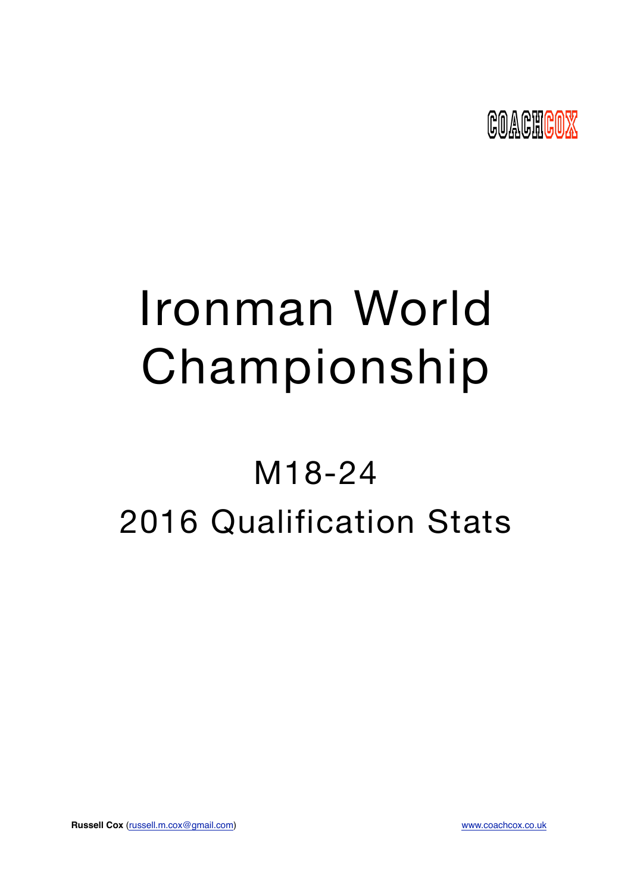COACHCOX

# Ironman World Championship

## M18-24
## 2016 Qualification Stats

**Russell Cox** (russell.m.cox@gmail.com) www.coachcox.co.uk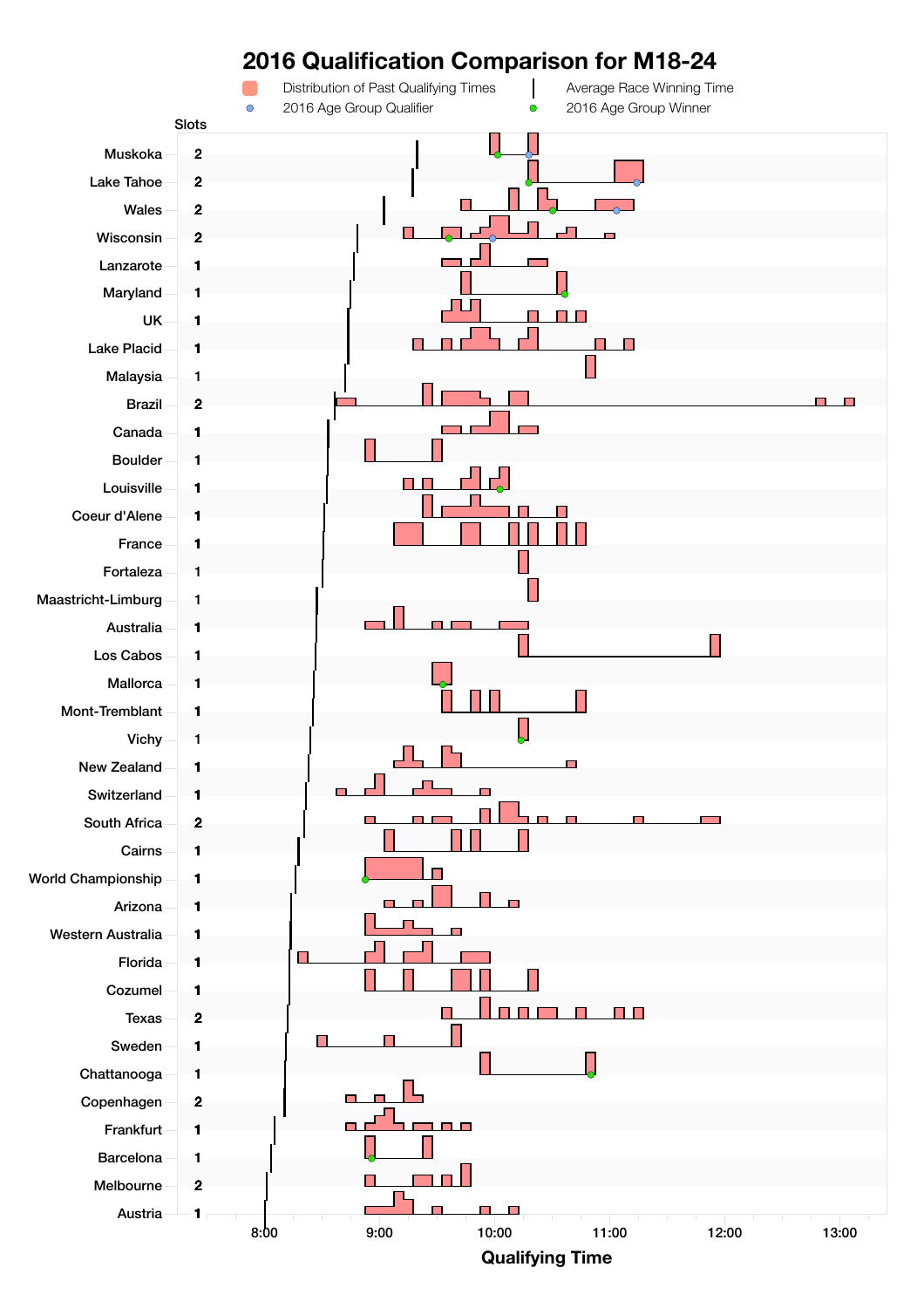# 2016 Qualification Comparison for M18-24

Distribution of Past Qualifying Times
Average Race Winning Time
2016 Age Group Qualifier
2016 Age Group Winner

Slots

Muskoka 2
Lake Tahoe 2
Wales 2
Wisconsin 2
Lanzarote 1
Maryland 1
UK 1
Lake Placid 1
Malaysia 1
Brazil 2
Canada 1
Boulder 1
Louisville 1
Coeur d'Alene 1
France 1
Fortaleza 1
Maastricht-Limburg 1
Australia 1
Los Cabos 1
Mallorca 1
Mont-Tremblant 1
Vichy 1
New Zealand 1
Switzerland 1
South Africa 2
Cairns 1
World Championship 1
Arizona 1
Western Australia 1
Florida 1
Cozumel 1
Texas 2
Sweden 1
Chattanooga 1
Copenhagen 2
Frankfurt 1
Barcelona 1
Melbourne 2
Austria 1

8:00
9:00
10:00
11:00
12:00
13:00

Qualifying Time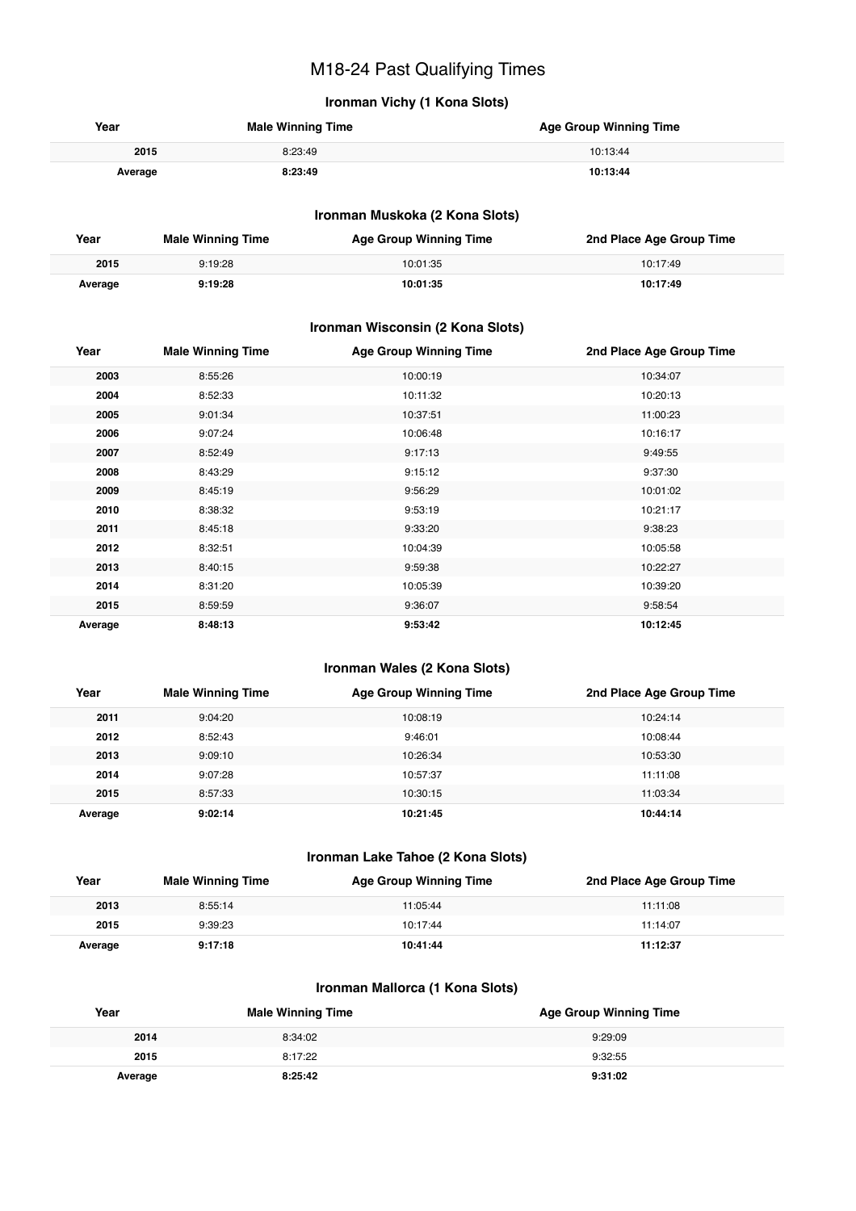# M18-24 Past Qualifying Times

### Ironman Vichy (1 Kona Slots)

| Year | Male Winning Time | Age Group Winning Time |
|---|---|---|
| 2015 | 8:23:49 | 10:13:44 |
| **Average** | **8:23:49** | **10:13:44** |

### Ironman Muskoka (2 Kona Slots)

| Year | Male Winning Time | Age Group Winning Time | 2nd Place Age Group Time |
|---|---|---|---|
| 2015 | 9:19:28 | 10:01:35 | 10:17:49 |
| **Average** | **9:19:28** | **10:01:35** | **10:17:49** |

### Ironman Wisconsin (2 Kona Slots)

| Year | Male Winning Time | Age Group Winning Time | 2nd Place Age Group Time |
|---|---|---|---|
| 2003 | 8:55:26 | 10:00:19 | 10:34:07 |
| 2004 | 8:52:33 | 10:11:32 | 10:20:13 |
| 2005 | 9:01:34 | 10:37:51 | 11:00:23 |
| 2006 | 9:07:24 | 10:06:48 | 10:16:17 |
| 2007 | 8:52:49 | 9:17:13 | 9:49:55 |
| 2008 | 8:43:29 | 9:15:12 | 9:37:30 |
| 2009 | 8:45:19 | 9:56:29 | 10:01:02 |
| 2010 | 8:38:32 | 9:53:19 | 10:21:17 |
| 2011 | 8:45:18 | 9:33:20 | 9:38:23 |
| 2012 | 8:32:51 | 10:04:39 | 10:05:58 |
| 2013 | 8:40:15 | 9:59:38 | 10:22:27 |
| 2014 | 8:31:20 | 10:05:39 | 10:39:20 |
| 2015 | 8:59:59 | 9:36:07 | 9:58:54 |
| **Average** | **8:48:13** | **9:53:42** | **10:12:45** |

### Ironman Wales (2 Kona Slots)

| Year | Male Winning Time | Age Group Winning Time | 2nd Place Age Group Time |
|---|---|---|---|
| 2011 | 9:04:20 | 10:08:19 | 10:24:14 |
| 2012 | 8:52:43 | 9:46:01 | 10:08:44 |
| 2013 | 9:09:10 | 10:26:34 | 10:53:30 |
| 2014 | 9:07:28 | 10:57:37 | 11:11:08 |
| 2015 | 8:57:33 | 10:30:15 | 11:03:34 |
| **Average** | **9:02:14** | **10:21:45** | **10:44:14** |

### Ironman Lake Tahoe (2 Kona Slots)

| Year | Male Winning Time | Age Group Winning Time | 2nd Place Age Group Time |
|---|---|---|---|
| 2013 | 8:55:14 | 11:05:44 | 11:11:08 |
| 2015 | 9:39:23 | 10:17:44 | 11:14:07 |
| **Average** | **9:17:18** | **10:41:44** | **11:12:37** |

### Ironman Mallorca (1 Kona Slots)

| Year | Male Winning Time | Age Group Winning Time |
|---|---|---|
| 2014 | 8:34:02 | 9:29:09 |
| 2015 | 8:17:22 | 9:32:55 |
| **Average** | **8:25:42** | **9:31:02** |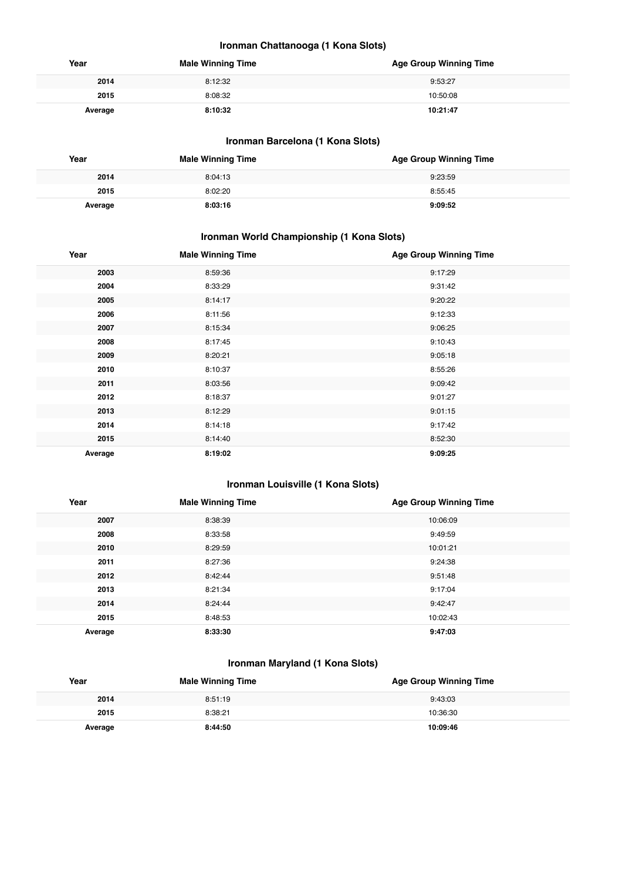### Ironman Chattanooga (1 Kona Slots)

| Year | Male Winning Time | Age Group Winning Time |
| --- | --- | --- |
| 2014 | 8:12:32 | 9:53:27 |
| 2015 | 8:08:32 | 10:50:08 |
| **Average** | **8:10:32** | **10:21:47** |

### Ironman Barcelona (1 Kona Slots)

| Year | Male Winning Time | Age Group Winning Time |
| --- | --- | --- |
| 2014 | 8:04:13 | 9:23:59 |
| 2015 | 8:02:20 | 8:55:45 |
| **Average** | **8:03:16** | **9:09:52** |

### Ironman World Championship (1 Kona Slots)

| Year | Male Winning Time | Age Group Winning Time |
| --- | --- | --- |
| 2003 | 8:59:36 | 9:17:29 |
| 2004 | 8:33:29 | 9:31:42 |
| 2005 | 8:14:17 | 9:20:22 |
| 2006 | 8:11:56 | 9:12:33 |
| 2007 | 8:15:34 | 9:06:25 |
| 2008 | 8:17:45 | 9:10:43 |
| 2009 | 8:20:21 | 9:05:18 |
| 2010 | 8:10:37 | 8:55:26 |
| 2011 | 8:03:56 | 9:09:42 |
| 2012 | 8:18:37 | 9:01:27 |
| 2013 | 8:12:29 | 9:01:15 |
| 2014 | 8:14:18 | 9:17:42 |
| 2015 | 8:14:40 | 8:52:30 |
| **Average** | **8:19:02** | **9:09:25** |

### Ironman Louisville (1 Kona Slots)

| Year | Male Winning Time | Age Group Winning Time |
| --- | --- | --- |
| 2007 | 8:38:39 | 10:06:09 |
| 2008 | 8:33:58 | 9:49:59 |
| 2010 | 8:29:59 | 10:01:21 |
| 2011 | 8:27:36 | 9:24:38 |
| 2012 | 8:42:44 | 9:51:48 |
| 2013 | 8:21:34 | 9:17:04 |
| 2014 | 8:24:44 | 9:42:47 |
| 2015 | 8:48:53 | 10:02:43 |
| **Average** | **8:33:30** | **9:47:03** |

### Ironman Maryland (1 Kona Slots)

| Year | Male Winning Time | Age Group Winning Time |
| --- | --- | --- |
| 2014 | 8:51:19 | 9:43:03 |
| 2015 | 8:38:21 | 10:36:30 |
| **Average** | **8:44:50** | **10:09:46** |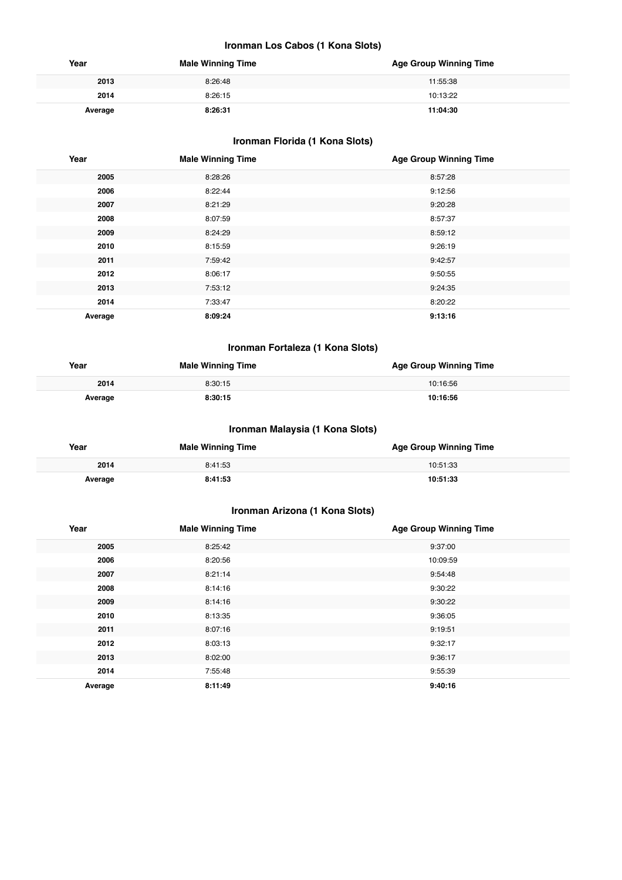### Ironman Los Cabos (1 Kona Slots)

| Year | Male Winning Time | Age Group Winning Time |
| --- | --- | --- |
| 2013 | 8:26:48 | 11:55:38 |
| 2014 | 8:26:15 | 10:13:22 |
| **Average** | **8:26:31** | **11:04:30** |

### Ironman Florida (1 Kona Slots)

| Year | Male Winning Time | Age Group Winning Time |
| --- | --- | --- |
| 2005 | 8:28:26 | 8:57:28 |
| 2006 | 8:22:44 | 9:12:56 |
| 2007 | 8:21:29 | 9:20:28 |
| 2008 | 8:07:59 | 8:57:37 |
| 2009 | 8:24:29 | 8:59:12 |
| 2010 | 8:15:59 | 9:26:19 |
| 2011 | 7:59:42 | 9:42:57 |
| 2012 | 8:06:17 | 9:50:55 |
| 2013 | 7:53:12 | 9:24:35 |
| 2014 | 7:33:47 | 8:20:22 |
| **Average** | **8:09:24** | **9:13:16** |

### Ironman Fortaleza (1 Kona Slots)

| Year | Male Winning Time | Age Group Winning Time |
| --- | --- | --- |
| 2014 | 8:30:15 | 10:16:56 |
| **Average** | **8:30:15** | **10:16:56** |

### Ironman Malaysia (1 Kona Slots)

| Year | Male Winning Time | Age Group Winning Time |
| --- | --- | --- |
| 2014 | 8:41:53 | 10:51:33 |
| **Average** | **8:41:53** | **10:51:33** |

### Ironman Arizona (1 Kona Slots)

| Year | Male Winning Time | Age Group Winning Time |
| --- | --- | --- |
| 2005 | 8:25:42 | 9:37:00 |
| 2006 | 8:20:56 | 10:09:59 |
| 2007 | 8:21:14 | 9:54:48 |
| 2008 | 8:14:16 | 9:30:22 |
| 2009 | 8:14:16 | 9:30:22 |
| 2010 | 8:13:35 | 9:36:05 |
| 2011 | 8:07:16 | 9:19:51 |
| 2012 | 8:03:13 | 9:32:17 |
| 2013 | 8:02:00 | 9:36:17 |
| 2014 | 7:55:48 | 9:55:39 |
| **Average** | **8:11:49** | **9:40:16** |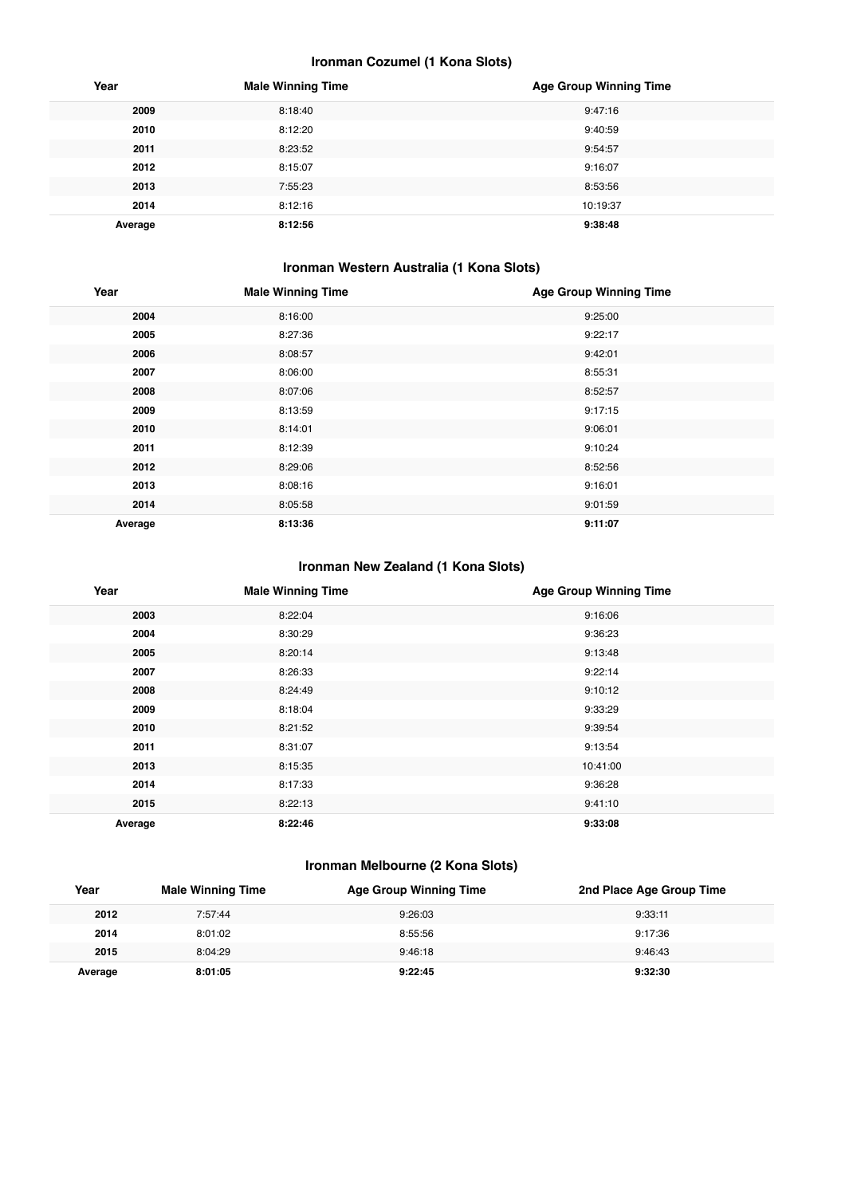### Ironman Cozumel (1 Kona Slots)

| Year | Male Winning Time | Age Group Winning Time |
| --- | --- | --- |
| 2009 | 8:18:40 | 9:47:16 |
| 2010 | 8:12:20 | 9:40:59 |
| 2011 | 8:23:52 | 9:54:57 |
| 2012 | 8:15:07 | 9:16:07 |
| 2013 | 7:55:23 | 8:53:56 |
| 2014 | 8:12:16 | 10:19:37 |
| **Average** | **8:12:56** | **9:38:48** |

### Ironman Western Australia (1 Kona Slots)

| Year | Male Winning Time | Age Group Winning Time |
| --- | --- | --- |
| 2004 | 8:16:00 | 9:25:00 |
| 2005 | 8:27:36 | 9:22:17 |
| 2006 | 8:08:57 | 9:42:01 |
| 2007 | 8:06:00 | 8:55:31 |
| 2008 | 8:07:06 | 8:52:57 |
| 2009 | 8:13:59 | 9:17:15 |
| 2010 | 8:14:01 | 9:06:01 |
| 2011 | 8:12:39 | 9:10:24 |
| 2012 | 8:29:06 | 8:52:56 |
| 2013 | 8:08:16 | 9:16:01 |
| 2014 | 8:05:58 | 9:01:59 |
| **Average** | **8:13:36** | **9:11:07** |

### Ironman New Zealand (1 Kona Slots)

| Year | Male Winning Time | Age Group Winning Time |
| --- | --- | --- |
| 2003 | 8:22:04 | 9:16:06 |
| 2004 | 8:30:29 | 9:36:23 |
| 2005 | 8:20:14 | 9:13:48 |
| 2007 | 8:26:33 | 9:22:14 |
| 2008 | 8:24:49 | 9:10:12 |
| 2009 | 8:18:04 | 9:33:29 |
| 2010 | 8:21:52 | 9:39:54 |
| 2011 | 8:31:07 | 9:13:54 |
| 2013 | 8:15:35 | 10:41:00 |
| 2014 | 8:17:33 | 9:36:28 |
| 2015 | 8:22:13 | 9:41:10 |
| **Average** | **8:22:46** | **9:33:08** |

### Ironman Melbourne (2 Kona Slots)

| Year | Male Winning Time | Age Group Winning Time | 2nd Place Age Group Time |
| --- | --- | --- | --- |
| 2012 | 7:57:44 | 9:26:03 | 9:33:11 |
| 2014 | 8:01:02 | 8:55:56 | 9:17:36 |
| 2015 | 8:04:29 | 9:46:18 | 9:46:43 |
| **Average** | **8:01:05** | **9:22:45** | **9:32:30** |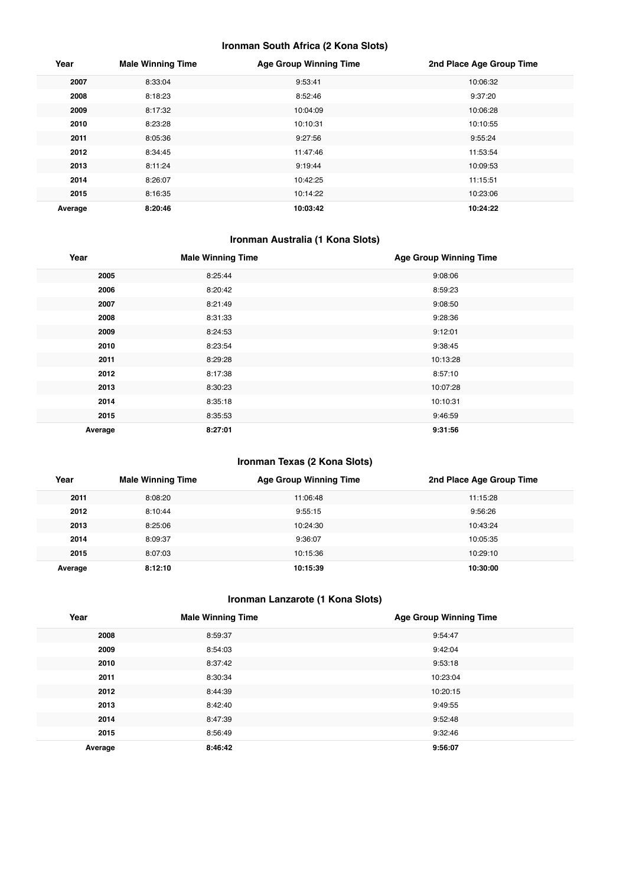### Ironman South Africa (2 Kona Slots)

| Year | Male Winning Time | Age Group Winning Time | 2nd Place Age Group Time |
|---|---|---|---|
| 2007 | 8:33:04 | 9:53:41 | 10:06:32 |
| 2008 | 8:18:23 | 8:52:46 | 9:37:20 |
| 2009 | 8:17:32 | 10:04:09 | 10:06:28 |
| 2010 | 8:23:28 | 10:10:31 | 10:10:55 |
| 2011 | 8:05:36 | 9:27:56 | 9:55:24 |
| 2012 | 8:34:45 | 11:47:46 | 11:53:54 |
| 2013 | 8:11:24 | 9:19:44 | 10:09:53 |
| 2014 | 8:26:07 | 10:42:25 | 11:15:51 |
| 2015 | 8:16:35 | 10:14:22 | 10:23:06 |
| **Average** | **8:20:46** | **10:03:42** | **10:24:22** |

### Ironman Australia (1 Kona Slots)

| Year | Male Winning Time | Age Group Winning Time |
|---|---|---|
| 2005 | 8:25:44 | 9:08:06 |
| 2006 | 8:20:42 | 8:59:23 |
| 2007 | 8:21:49 | 9:08:50 |
| 2008 | 8:31:33 | 9:28:36 |
| 2009 | 8:24:53 | 9:12:01 |
| 2010 | 8:23:54 | 9:38:45 |
| 2011 | 8:29:28 | 10:13:28 |
| 2012 | 8:17:38 | 8:57:10 |
| 2013 | 8:30:23 | 10:07:28 |
| 2014 | 8:35:18 | 10:10:31 |
| 2015 | 8:35:53 | 9:46:59 |
| **Average** | **8:27:01** | **9:31:56** |

### Ironman Texas (2 Kona Slots)

| Year | Male Winning Time | Age Group Winning Time | 2nd Place Age Group Time |
|---|---|---|---|
| 2011 | 8:08:20 | 11:06:48 | 11:15:28 |
| 2012 | 8:10:44 | 9:55:15 | 9:56:26 |
| 2013 | 8:25:06 | 10:24:30 | 10:43:24 |
| 2014 | 8:09:37 | 9:36:07 | 10:05:35 |
| 2015 | 8:07:03 | 10:15:36 | 10:29:10 |
| **Average** | **8:12:10** | **10:15:39** | **10:30:00** |

### Ironman Lanzarote (1 Kona Slots)

| Year | Male Winning Time | Age Group Winning Time |
|---|---|---|
| 2008 | 8:59:37 | 9:54:47 |
| 2009 | 8:54:03 | 9:42:04 |
| 2010 | 8:37:42 | 9:53:18 |
| 2011 | 8:30:34 | 10:23:04 |
| 2012 | 8:44:39 | 10:20:15 |
| 2013 | 8:42:40 | 9:49:55 |
| 2014 | 8:47:39 | 9:52:48 |
| 2015 | 8:56:49 | 9:32:46 |
| **Average** | **8:46:42** | **9:56:07** |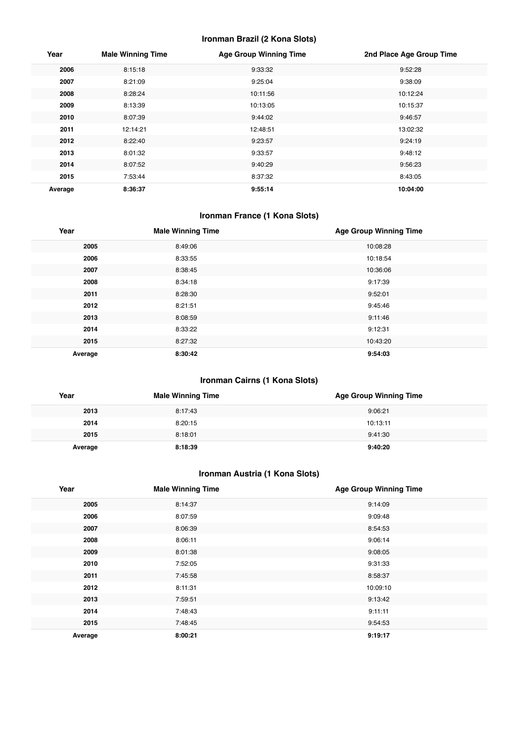### Ironman Brazil (2 Kona Slots)

| Year | Male Winning Time | Age Group Winning Time | 2nd Place Age Group Time |
|---|---|---|---|
| 2006 | 8:15:18 | 9:33:32 | 9:52:28 |
| 2007 | 8:21:09 | 9:25:04 | 9:38:09 |
| 2008 | 8:28:24 | 10:11:56 | 10:12:24 |
| 2009 | 8:13:39 | 10:13:05 | 10:15:37 |
| 2010 | 8:07:39 | 9:44:02 | 9:46:57 |
| 2011 | 12:14:21 | 12:48:51 | 13:02:32 |
| 2012 | 8:22:40 | 9:23:57 | 9:24:19 |
| 2013 | 8:01:32 | 9:33:57 | 9:48:12 |
| 2014 | 8:07:52 | 9:40:29 | 9:56:23 |
| 2015 | 7:53:44 | 8:37:32 | 8:43:05 |
| **Average** | **8:36:37** | **9:55:14** | **10:04:00** |

### Ironman France (1 Kona Slots)

| Year | Male Winning Time | Age Group Winning Time |
|---|---|---|
| 2005 | 8:49:06 | 10:08:28 |
| 2006 | 8:33:55 | 10:18:54 |
| 2007 | 8:38:45 | 10:36:06 |
| 2008 | 8:34:18 | 9:17:39 |
| 2011 | 8:28:30 | 9:52:01 |
| 2012 | 8:21:51 | 9:45:46 |
| 2013 | 8:08:59 | 9:11:46 |
| 2014 | 8:33:22 | 9:12:31 |
| 2015 | 8:27:32 | 10:43:20 |
| **Average** | **8:30:42** | **9:54:03** |

### Ironman Cairns (1 Kona Slots)

| Year | Male Winning Time | Age Group Winning Time |
|---|---|---|
| 2013 | 8:17:43 | 9:06:21 |
| 2014 | 8:20:15 | 10:13:11 |
| 2015 | 8:18:01 | 9:41:30 |
| **Average** | **8:18:39** | **9:40:20** |

### Ironman Austria (1 Kona Slots)

| Year | Male Winning Time | Age Group Winning Time |
|---|---|---|
| 2005 | 8:14:37 | 9:14:09 |
| 2006 | 8:07:59 | 9:09:48 |
| 2007 | 8:06:39 | 8:54:53 |
| 2008 | 8:06:11 | 9:06:14 |
| 2009 | 8:01:38 | 9:08:05 |
| 2010 | 7:52:05 | 9:31:33 |
| 2011 | 7:45:58 | 8:58:37 |
| 2012 | 8:11:31 | 10:09:10 |
| 2013 | 7:59:51 | 9:13:42 |
| 2014 | 7:48:43 | 9:11:11 |
| 2015 | 7:48:45 | 9:54:53 |
| **Average** | **8:00:21** | **9:19:17** |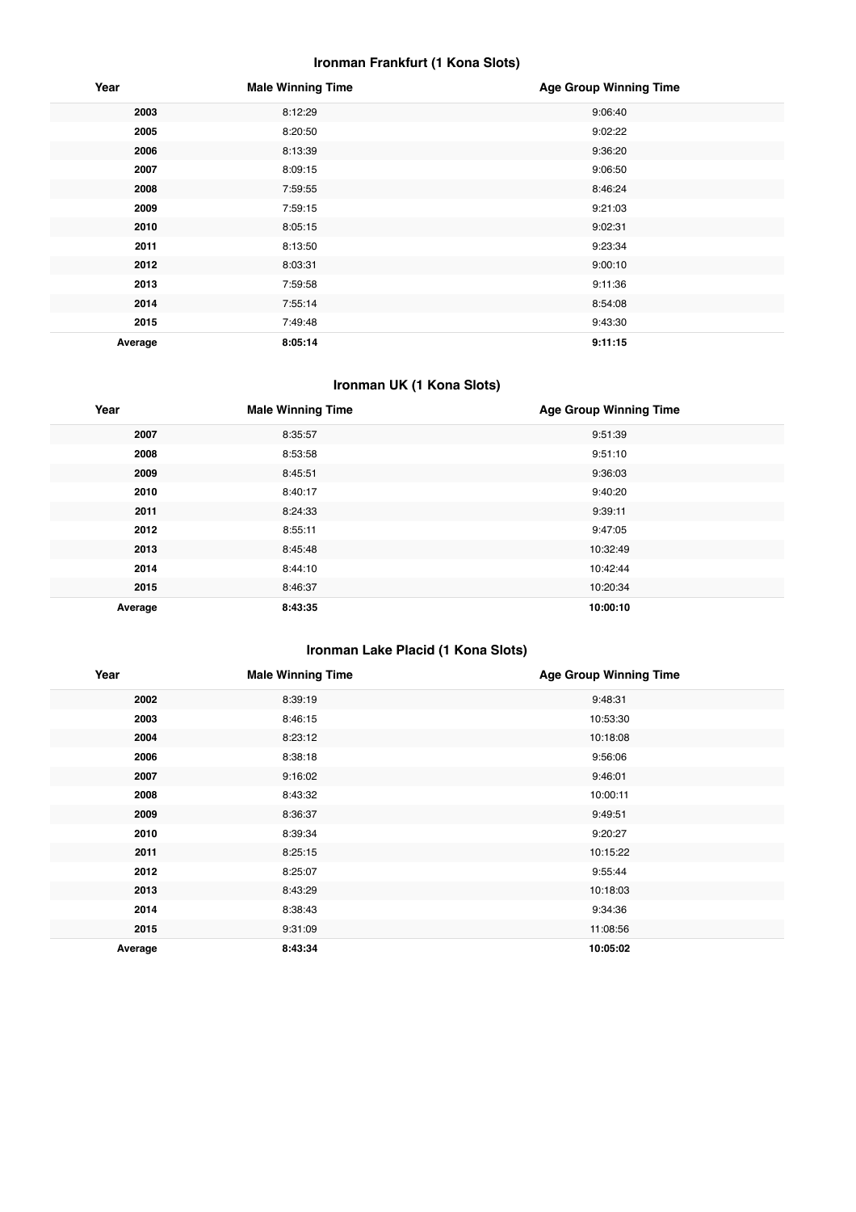### Ironman Frankfurt (1 Kona Slots)

| Year | Male Winning Time | Age Group Winning Time |
|---|---|---|
| 2003 | 8:12:29 | 9:06:40 |
| 2005 | 8:20:50 | 9:02:22 |
| 2006 | 8:13:39 | 9:36:20 |
| 2007 | 8:09:15 | 9:06:50 |
| 2008 | 7:59:55 | 8:46:24 |
| 2009 | 7:59:15 | 9:21:03 |
| 2010 | 8:05:15 | 9:02:31 |
| 2011 | 8:13:50 | 9:23:34 |
| 2012 | 8:03:31 | 9:00:10 |
| 2013 | 7:59:58 | 9:11:36 |
| 2014 | 7:55:14 | 8:54:08 |
| 2015 | 7:49:48 | 9:43:30 |
| **Average** | **8:05:14** | **9:11:15** |

### Ironman UK (1 Kona Slots)

| Year | Male Winning Time | Age Group Winning Time |
|---|---|---|
| 2007 | 8:35:57 | 9:51:39 |
| 2008 | 8:53:58 | 9:51:10 |
| 2009 | 8:45:51 | 9:36:03 |
| 2010 | 8:40:17 | 9:40:20 |
| 2011 | 8:24:33 | 9:39:11 |
| 2012 | 8:55:11 | 9:47:05 |
| 2013 | 8:45:48 | 10:32:49 |
| 2014 | 8:44:10 | 10:42:44 |
| 2015 | 8:46:37 | 10:20:34 |
| **Average** | **8:43:35** | **10:00:10** |

### Ironman Lake Placid (1 Kona Slots)

| Year | Male Winning Time | Age Group Winning Time |
|---|---|---|
| 2002 | 8:39:19 | 9:48:31 |
| 2003 | 8:46:15 | 10:53:30 |
| 2004 | 8:23:12 | 10:18:08 |
| 2006 | 8:38:18 | 9:56:06 |
| 2007 | 9:16:02 | 9:46:01 |
| 2008 | 8:43:32 | 10:00:11 |
| 2009 | 8:36:37 | 9:49:51 |
| 2010 | 8:39:34 | 9:20:27 |
| 2011 | 8:25:15 | 10:15:22 |
| 2012 | 8:25:07 | 9:55:44 |
| 2013 | 8:43:29 | 10:18:03 |
| 2014 | 8:38:43 | 9:34:36 |
| 2015 | 9:31:09 | 11:08:56 |
| **Average** | **8:43:34** | **10:05:02** |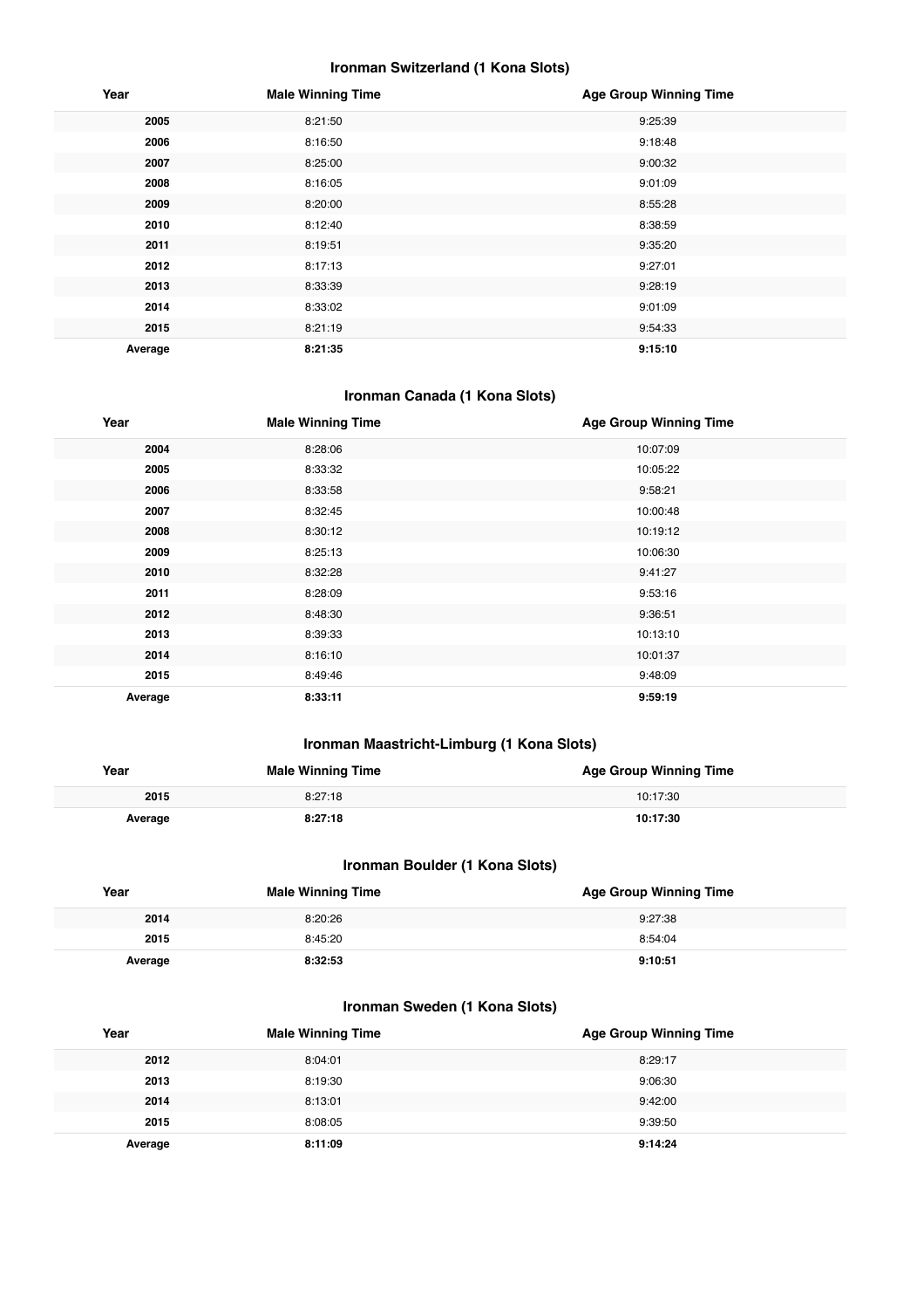### Ironman Switzerland (1 Kona Slots)

| Year | Male Winning Time | Age Group Winning Time |
|---|---|---|
| 2005 | 8:21:50 | 9:25:39 |
| 2006 | 8:16:50 | 9:18:48 |
| 2007 | 8:25:00 | 9:00:32 |
| 2008 | 8:16:05 | 9:01:09 |
| 2009 | 8:20:00 | 8:55:28 |
| 2010 | 8:12:40 | 8:38:59 |
| 2011 | 8:19:51 | 9:35:20 |
| 2012 | 8:17:13 | 9:27:01 |
| 2013 | 8:33:39 | 9:28:19 |
| 2014 | 8:33:02 | 9:01:09 |
| 2015 | 8:21:19 | 9:54:33 |
| **Average** | **8:21:35** | **9:15:10** |

### Ironman Canada (1 Kona Slots)

| Year | Male Winning Time | Age Group Winning Time |
|---|---|---|
| 2004 | 8:28:06 | 10:07:09 |
| 2005 | 8:33:32 | 10:05:22 |
| 2006 | 8:33:58 | 9:58:21 |
| 2007 | 8:32:45 | 10:00:48 |
| 2008 | 8:30:12 | 10:19:12 |
| 2009 | 8:25:13 | 10:06:30 |
| 2010 | 8:32:28 | 9:41:27 |
| 2011 | 8:28:09 | 9:53:16 |
| 2012 | 8:48:30 | 9:36:51 |
| 2013 | 8:39:33 | 10:13:10 |
| 2014 | 8:16:10 | 10:01:37 |
| 2015 | 8:49:46 | 9:48:09 |
| **Average** | **8:33:11** | **9:59:19** |

### Ironman Maastricht-Limburg (1 Kona Slots)

| Year | Male Winning Time | Age Group Winning Time |
|---|---|---|
| 2015 | 8:27:18 | 10:17:30 |
| **Average** | **8:27:18** | **10:17:30** |

### Ironman Boulder (1 Kona Slots)

| Year | Male Winning Time | Age Group Winning Time |
|---|---|---|
| 2014 | 8:20:26 | 9:27:38 |
| 2015 | 8:45:20 | 8:54:04 |
| **Average** | **8:32:53** | **9:10:51** |

### Ironman Sweden (1 Kona Slots)

| Year | Male Winning Time | Age Group Winning Time |
|---|---|---|
| 2012 | 8:04:01 | 8:29:17 |
| 2013 | 8:19:30 | 9:06:30 |
| 2014 | 8:13:01 | 9:42:00 |
| 2015 | 8:08:05 | 9:39:50 |
| **Average** | **8:11:09** | **9:14:24** |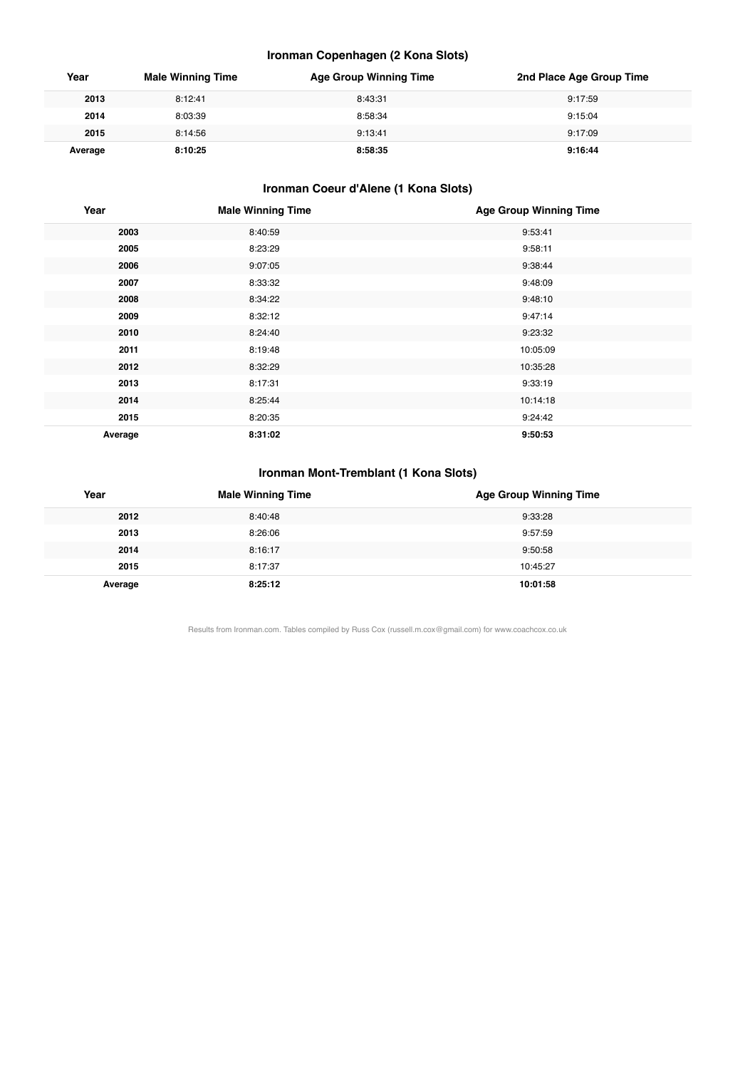### Ironman Copenhagen (2 Kona Slots)

| Year | Male Winning Time | Age Group Winning Time | 2nd Place Age Group Time |
|---|---|---|---|
| **2013** | 8:12:41 | 8:43:31 | 9:17:59 |
| **2014** | 8:03:39 | 8:58:34 | 9:15:04 |
| **2015** | 8:14:56 | 9:13:41 | 9:17:09 |
| **Average** | **8:10:25** | **8:58:35** | **9:16:44** |

### Ironman Coeur d'Alene (1 Kona Slots)

| Year | Male Winning Time | Age Group Winning Time |
|---|---|---|
| **2003** | 8:40:59 | 9:53:41 |
| **2005** | 8:23:29 | 9:58:11 |
| **2006** | 9:07:05 | 9:38:44 |
| **2007** | 8:33:32 | 9:48:09 |
| **2008** | 8:34:22 | 9:48:10 |
| **2009** | 8:32:12 | 9:47:14 |
| **2010** | 8:24:40 | 9:23:32 |
| **2011** | 8:19:48 | 10:05:09 |
| **2012** | 8:32:29 | 10:35:28 |
| **2013** | 8:17:31 | 9:33:19 |
| **2014** | 8:25:44 | 10:14:18 |
| **2015** | 8:20:35 | 9:24:42 |
| **Average** | **8:31:02** | **9:50:53** |

### Ironman Mont-Tremblant (1 Kona Slots)

| Year | Male Winning Time | Age Group Winning Time |
|---|---|---|
| **2012** | 8:40:48 | 9:33:28 |
| **2013** | 8:26:06 | 9:57:59 |
| **2014** | 8:16:17 | 9:50:58 |
| **2015** | 8:17:37 | 10:45:27 |
| **Average** | **8:25:12** | **10:01:58** |

Results from Ironman.com. Tables compiled by Russ Cox (russell.m.cox@gmail.com) for www.coachcox.co.uk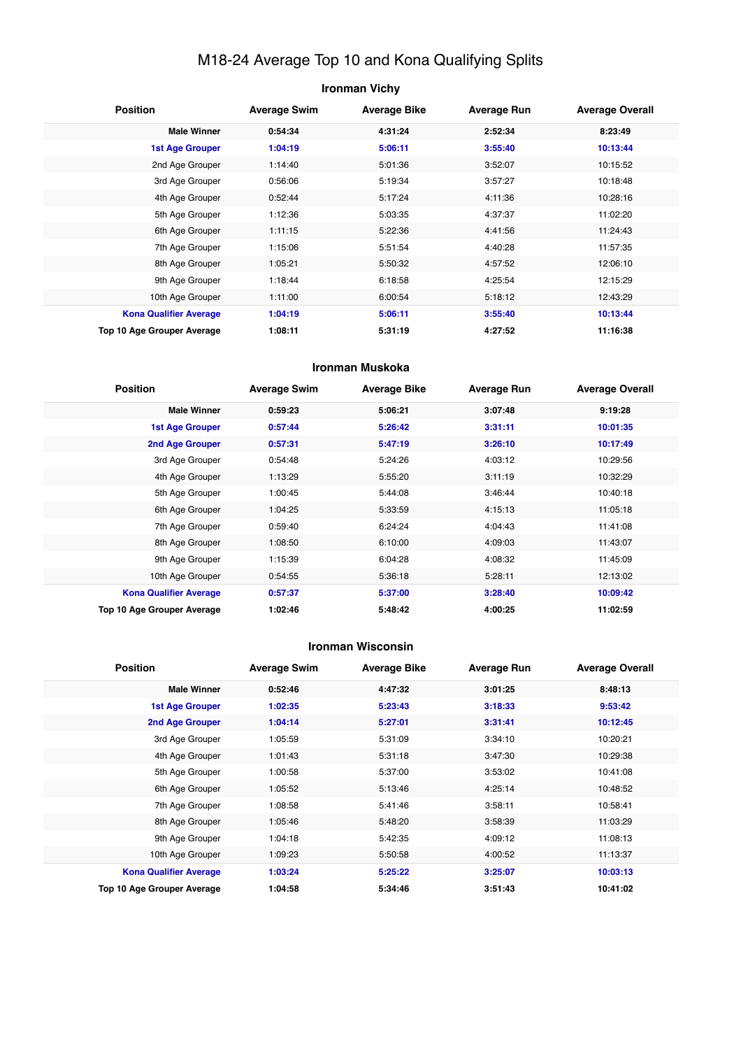# M18-24 Average Top 10 and Kona Qualifying Splits

## Ironman Vichy

| Position | Average Swim | Average Bike | Average Run | Average Overall |
|---|---|---|---|---|
| **Male Winner** | **0:54:34** | **4:31:24** | **2:52:34** | **8:23:49** |
| **1st Age Grouper** | **1:04:19** | **5:06:11** | **3:55:40** | **10:13:44** |
| 2nd Age Grouper | 1:14:40 | 5:01:36 | 3:52:07 | 10:15:52 |
| 3rd Age Grouper | 0:56:06 | 5:19:34 | 3:57:27 | 10:18:48 |
| 4th Age Grouper | 0:52:44 | 5:17:24 | 4:11:36 | 10:28:16 |
| 5th Age Grouper | 1:12:36 | 5:03:35 | 4:37:37 | 11:02:20 |
| 6th Age Grouper | 1:11:15 | 5:22:36 | 4:41:56 | 11:24:43 |
| 7th Age Grouper | 1:15:06 | 5:51:54 | 4:40:28 | 11:57:35 |
| 8th Age Grouper | 1:05:21 | 5:50:32 | 4:57:52 | 12:06:10 |
| 9th Age Grouper | 1:18:44 | 6:18:58 | 4:25:54 | 12:15:29 |
| 10th Age Grouper | 1:11:00 | 6:00:54 | 5:18:12 | 12:43:29 |
| **Kona Qualifier Average** | **1:04:19** | **5:06:11** | **3:55:40** | **10:13:44** |
| **Top 10 Age Grouper Average** | **1:08:11** | **5:31:19** | **4:27:52** | **11:16:38** |

## Ironman Muskoka

| Position | Average Swim | Average Bike | Average Run | Average Overall |
|---|---|---|---|---|
| **Male Winner** | **0:59:23** | **5:06:21** | **3:07:48** | **9:19:28** |
| **1st Age Grouper** | **0:57:44** | **5:26:42** | **3:31:11** | **10:01:35** |
| **2nd Age Grouper** | **0:57:31** | **5:47:19** | **3:26:10** | **10:17:49** |
| 3rd Age Grouper | 0:54:48 | 5:24:26 | 4:03:12 | 10:29:56 |
| 4th Age Grouper | 1:13:29 | 5:55:20 | 3:11:19 | 10:32:29 |
| 5th Age Grouper | 1:00:45 | 5:44:08 | 3:46:44 | 10:40:18 |
| 6th Age Grouper | 1:04:25 | 5:33:59 | 4:15:13 | 11:05:18 |
| 7th Age Grouper | 0:59:40 | 6:24:24 | 4:04:43 | 11:41:08 |
| 8th Age Grouper | 1:08:50 | 6:10:00 | 4:09:03 | 11:43:07 |
| 9th Age Grouper | 1:15:39 | 6:04:28 | 4:08:32 | 11:45:09 |
| 10th Age Grouper | 0:54:55 | 5:36:18 | 5:28:11 | 12:13:02 |
| **Kona Qualifier Average** | **0:57:37** | **5:37:00** | **3:28:40** | **10:09:42** |
| **Top 10 Age Grouper Average** | **1:02:46** | **5:48:42** | **4:00:25** | **11:02:59** |

## Ironman Wisconsin

| Position | Average Swim | Average Bike | Average Run | Average Overall |
|---|---|---|---|---|
| **Male Winner** | **0:52:46** | **4:47:32** | **3:01:25** | **8:48:13** |
| **1st Age Grouper** | **1:02:35** | **5:23:43** | **3:18:33** | **9:53:42** |
| **2nd Age Grouper** | **1:04:14** | **5:27:01** | **3:31:41** | **10:12:45** |
| 3rd Age Grouper | 1:05:59 | 5:31:09 | 3:34:10 | 10:20:21 |
| 4th Age Grouper | 1:01:43 | 5:31:18 | 3:47:30 | 10:29:38 |
| 5th Age Grouper | 1:00:58 | 5:37:00 | 3:53:02 | 10:41:08 |
| 6th Age Grouper | 1:05:52 | 5:13:46 | 4:25:14 | 10:48:52 |
| 7th Age Grouper | 1:08:58 | 5:41:46 | 3:58:11 | 10:58:41 |
| 8th Age Grouper | 1:05:46 | 5:48:20 | 3:58:39 | 11:03:29 |
| 9th Age Grouper | 1:04:18 | 5:42:35 | 4:09:12 | 11:08:13 |
| 10th Age Grouper | 1:09:23 | 5:50:58 | 4:00:52 | 11:13:37 |
| **Kona Qualifier Average** | **1:03:24** | **5:25:22** | **3:25:07** | **10:03:13** |
| **Top 10 Age Grouper Average** | **1:04:58** | **5:34:46** | **3:51:43** | **10:41:02** |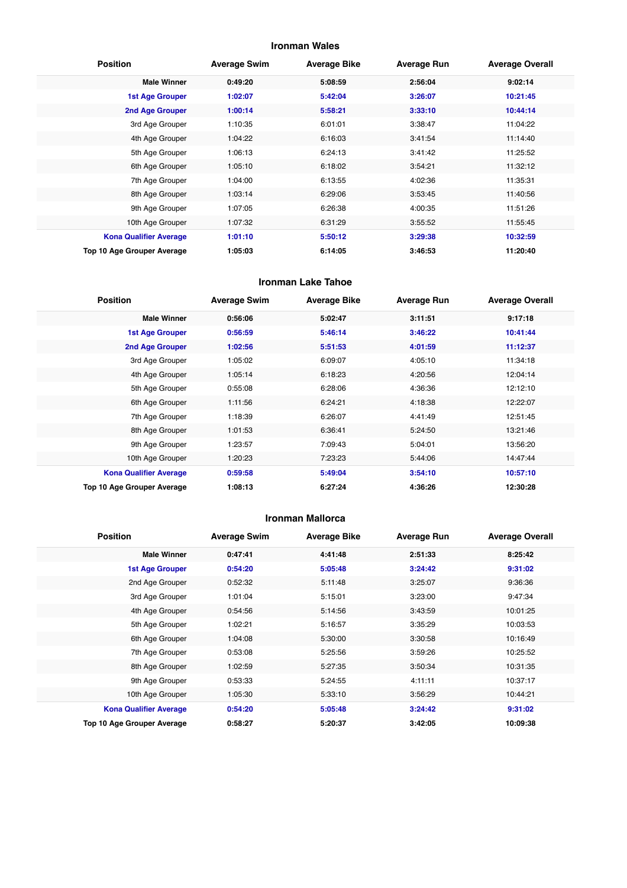## Ironman Wales

| Position | Average Swim | Average Bike | Average Run | Average Overall |
|---|---|---|---|---|
| **Male Winner** | **0:49:20** | **5:08:59** | **2:56:04** | **9:02:14** |
| **1st Age Grouper** | **1:02:07** | **5:42:04** | **3:26:07** | **10:21:45** |
| **2nd Age Grouper** | **1:00:14** | **5:58:21** | **3:33:10** | **10:44:14** |
| 3rd Age Grouper | 1:10:35 | 6:01:01 | 3:38:47 | 11:04:22 |
| 4th Age Grouper | 1:04:22 | 6:16:03 | 3:41:54 | 11:14:40 |
| 5th Age Grouper | 1:06:13 | 6:24:13 | 3:41:42 | 11:25:52 |
| 6th Age Grouper | 1:05:10 | 6:18:02 | 3:54:21 | 11:32:12 |
| 7th Age Grouper | 1:04:00 | 6:13:55 | 4:02:36 | 11:35:31 |
| 8th Age Grouper | 1:03:14 | 6:29:06 | 3:53:45 | 11:40:56 |
| 9th Age Grouper | 1:07:05 | 6:26:38 | 4:00:35 | 11:51:26 |
| 10th Age Grouper | 1:07:32 | 6:31:29 | 3:55:52 | 11:55:45 |
| **Kona Qualifier Average** | **1:01:10** | **5:50:12** | **3:29:38** | **10:32:59** |
| **Top 10 Age Grouper Average** | **1:05:03** | **6:14:05** | **3:46:53** | **11:20:40** |

## Ironman Lake Tahoe

| Position | Average Swim | Average Bike | Average Run | Average Overall |
|---|---|---|---|---|
| **Male Winner** | **0:56:06** | **5:02:47** | **3:11:51** | **9:17:18** |
| **1st Age Grouper** | **0:56:59** | **5:46:14** | **3:46:22** | **10:41:44** |
| **2nd Age Grouper** | **1:02:56** | **5:51:53** | **4:01:59** | **11:12:37** |
| 3rd Age Grouper | 1:05:02 | 6:09:07 | 4:05:10 | 11:34:18 |
| 4th Age Grouper | 1:05:14 | 6:18:23 | 4:20:56 | 12:04:14 |
| 5th Age Grouper | 0:55:08 | 6:28:06 | 4:36:36 | 12:12:10 |
| 6th Age Grouper | 1:11:56 | 6:24:21 | 4:18:38 | 12:22:07 |
| 7th Age Grouper | 1:18:39 | 6:26:07 | 4:41:49 | 12:51:45 |
| 8th Age Grouper | 1:01:53 | 6:36:41 | 5:24:50 | 13:21:46 |
| 9th Age Grouper | 1:23:57 | 7:09:43 | 5:04:01 | 13:56:20 |
| 10th Age Grouper | 1:20:23 | 7:23:23 | 5:44:06 | 14:47:44 |
| **Kona Qualifier Average** | **0:59:58** | **5:49:04** | **3:54:10** | **10:57:10** |
| **Top 10 Age Grouper Average** | **1:08:13** | **6:27:24** | **4:36:26** | **12:30:28** |

## Ironman Mallorca

| Position | Average Swim | Average Bike | Average Run | Average Overall |
|---|---|---|---|---|
| **Male Winner** | **0:47:41** | **4:41:48** | **2:51:33** | **8:25:42** |
| **1st Age Grouper** | **0:54:20** | **5:05:48** | **3:24:42** | **9:31:02** |
| 2nd Age Grouper | 0:52:32 | 5:11:48 | 3:25:07 | 9:36:36 |
| 3rd Age Grouper | 1:01:04 | 5:15:01 | 3:23:00 | 9:47:34 |
| 4th Age Grouper | 0:54:56 | 5:14:56 | 3:43:59 | 10:01:25 |
| 5th Age Grouper | 1:02:21 | 5:16:57 | 3:35:29 | 10:03:53 |
| 6th Age Grouper | 1:04:08 | 5:30:00 | 3:30:58 | 10:16:49 |
| 7th Age Grouper | 0:53:08 | 5:25:56 | 3:59:26 | 10:25:52 |
| 8th Age Grouper | 1:02:59 | 5:27:35 | 3:50:34 | 10:31:35 |
| 9th Age Grouper | 0:53:33 | 5:24:55 | 4:11:11 | 10:37:17 |
| 10th Age Grouper | 1:05:30 | 5:33:10 | 3:56:29 | 10:44:21 |
| **Kona Qualifier Average** | **0:54:20** | **5:05:48** | **3:24:42** | **9:31:02** |
| **Top 10 Age Grouper Average** | **0:58:27** | **5:20:37** | **3:42:05** | **10:09:38** |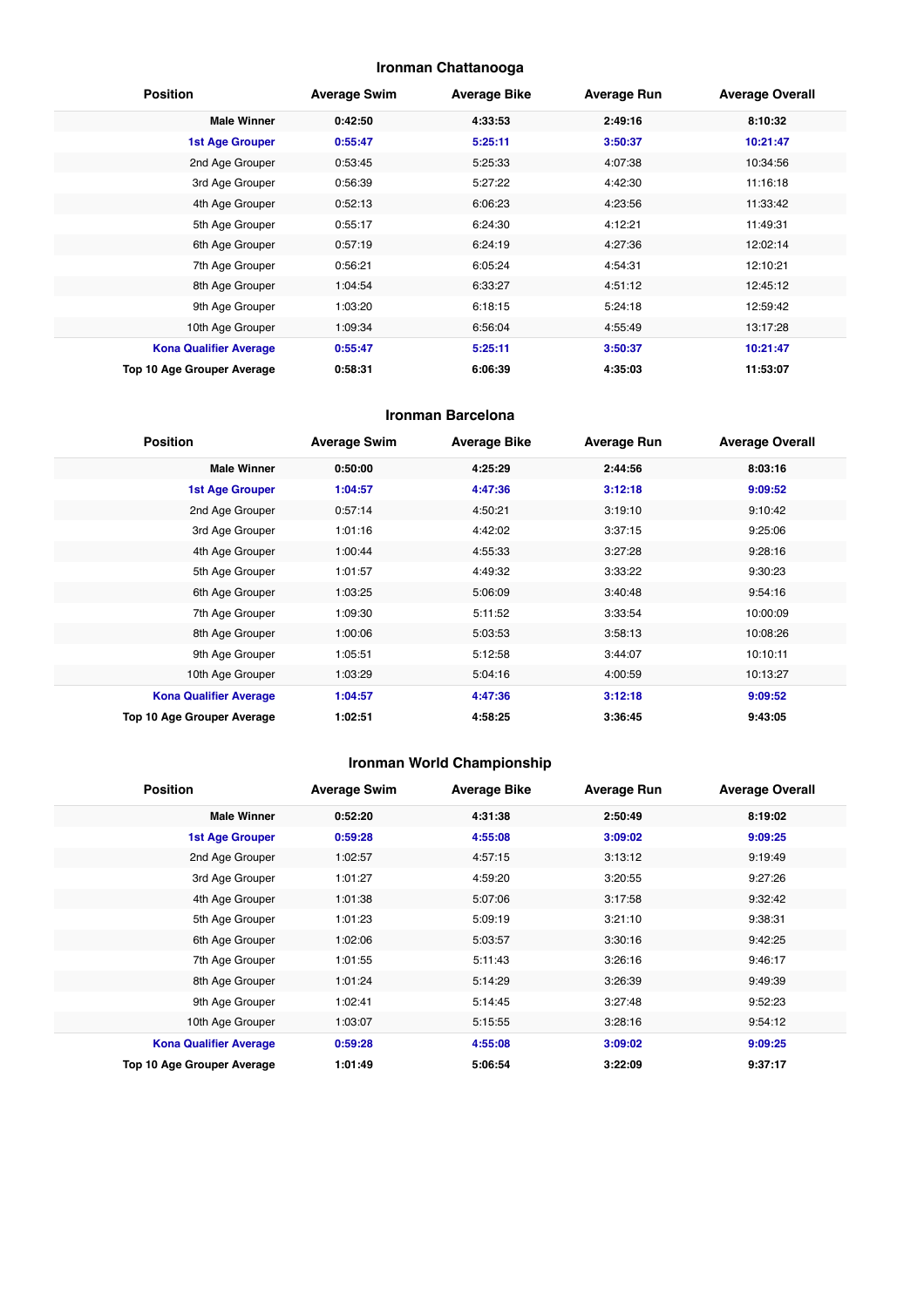## Ironman Chattanooga

| Position | Average Swim | Average Bike | Average Run | Average Overall |
|---|---|---|---|---|
| **Male Winner** | **0:42:50** | **4:33:53** | **2:49:16** | **8:10:32** |
| **1st Age Grouper** | **0:55:47** | **5:25:11** | **3:50:37** | **10:21:47** |
| 2nd Age Grouper | 0:53:45 | 5:25:33 | 4:07:38 | 10:34:56 |
| 3rd Age Grouper | 0:56:39 | 5:27:22 | 4:42:30 | 11:16:18 |
| 4th Age Grouper | 0:52:13 | 6:06:23 | 4:23:56 | 11:33:42 |
| 5th Age Grouper | 0:55:17 | 6:24:30 | 4:12:21 | 11:49:31 |
| 6th Age Grouper | 0:57:19 | 6:24:19 | 4:27:36 | 12:02:14 |
| 7th Age Grouper | 0:56:21 | 6:05:24 | 4:54:31 | 12:10:21 |
| 8th Age Grouper | 1:04:54 | 6:33:27 | 4:51:12 | 12:45:12 |
| 9th Age Grouper | 1:03:20 | 6:18:15 | 5:24:18 | 12:59:42 |
| 10th Age Grouper | 1:09:34 | 6:56:04 | 4:55:49 | 13:17:28 |
| **Kona Qualifier Average** | **0:55:47** | **5:25:11** | **3:50:37** | **10:21:47** |
| **Top 10 Age Grouper Average** | **0:58:31** | **6:06:39** | **4:35:03** | **11:53:07** |

## Ironman Barcelona

| Position | Average Swim | Average Bike | Average Run | Average Overall |
|---|---|---|---|---|
| **Male Winner** | **0:50:00** | **4:25:29** | **2:44:56** | **8:03:16** |
| **1st Age Grouper** | **1:04:57** | **4:47:36** | **3:12:18** | **9:09:52** |
| 2nd Age Grouper | 0:57:14 | 4:50:21 | 3:19:10 | 9:10:42 |
| 3rd Age Grouper | 1:01:16 | 4:42:02 | 3:37:15 | 9:25:06 |
| 4th Age Grouper | 1:00:44 | 4:55:33 | 3:27:28 | 9:28:16 |
| 5th Age Grouper | 1:01:57 | 4:49:32 | 3:33:22 | 9:30:23 |
| 6th Age Grouper | 1:03:25 | 5:06:09 | 3:40:48 | 9:54:16 |
| 7th Age Grouper | 1:09:30 | 5:11:52 | 3:33:54 | 10:00:09 |
| 8th Age Grouper | 1:00:06 | 5:03:53 | 3:58:13 | 10:08:26 |
| 9th Age Grouper | 1:05:51 | 5:12:58 | 3:44:07 | 10:10:11 |
| 10th Age Grouper | 1:03:29 | 5:04:16 | 4:00:59 | 10:13:27 |
| **Kona Qualifier Average** | **1:04:57** | **4:47:36** | **3:12:18** | **9:09:52** |
| **Top 10 Age Grouper Average** | **1:02:51** | **4:58:25** | **3:36:45** | **9:43:05** |

## Ironman World Championship

| Position | Average Swim | Average Bike | Average Run | Average Overall |
|---|---|---|---|---|
| **Male Winner** | **0:52:20** | **4:31:38** | **2:50:49** | **8:19:02** |
| **1st Age Grouper** | **0:59:28** | **4:55:08** | **3:09:02** | **9:09:25** |
| 2nd Age Grouper | 1:02:57 | 4:57:15 | 3:13:12 | 9:19:49 |
| 3rd Age Grouper | 1:01:27 | 4:59:20 | 3:20:55 | 9:27:26 |
| 4th Age Grouper | 1:01:38 | 5:07:06 | 3:17:58 | 9:32:42 |
| 5th Age Grouper | 1:01:23 | 5:09:19 | 3:21:10 | 9:38:31 |
| 6th Age Grouper | 1:02:06 | 5:03:57 | 3:30:16 | 9:42:25 |
| 7th Age Grouper | 1:01:55 | 5:11:43 | 3:26:16 | 9:46:17 |
| 8th Age Grouper | 1:01:24 | 5:14:29 | 3:26:39 | 9:49:39 |
| 9th Age Grouper | 1:02:41 | 5:14:45 | 3:27:48 | 9:52:23 |
| 10th Age Grouper | 1:03:07 | 5:15:55 | 3:28:16 | 9:54:12 |
| **Kona Qualifier Average** | **0:59:28** | **4:55:08** | **3:09:02** | **9:09:25** |
| **Top 10 Age Grouper Average** | **1:01:49** | **5:06:54** | **3:22:09** | **9:37:17** |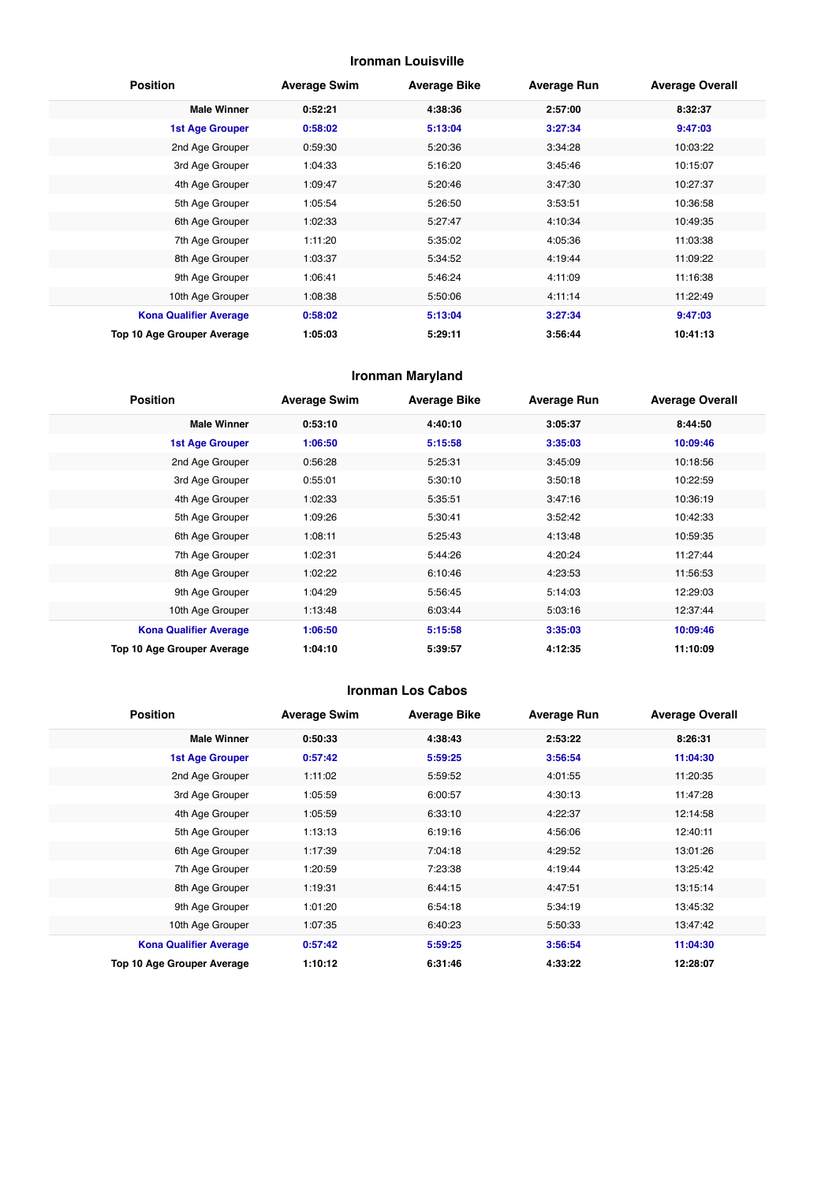## Ironman Louisville

| Position | Average Swim | Average Bike | Average Run | Average Overall |
|---|---|---|---|---|
| **Male Winner** | **0:52:21** | **4:38:36** | **2:57:00** | **8:32:37** |
| **1st Age Grouper** | **0:58:02** | **5:13:04** | **3:27:34** | **9:47:03** |
| 2nd Age Grouper | 0:59:30 | 5:20:36 | 3:34:28 | 10:03:22 |
| 3rd Age Grouper | 1:04:33 | 5:16:20 | 3:45:46 | 10:15:07 |
| 4th Age Grouper | 1:09:47 | 5:20:46 | 3:47:30 | 10:27:37 |
| 5th Age Grouper | 1:05:54 | 5:26:50 | 3:53:51 | 10:36:58 |
| 6th Age Grouper | 1:02:33 | 5:27:47 | 4:10:34 | 10:49:35 |
| 7th Age Grouper | 1:11:20 | 5:35:02 | 4:05:36 | 11:03:38 |
| 8th Age Grouper | 1:03:37 | 5:34:52 | 4:19:44 | 11:09:22 |
| 9th Age Grouper | 1:06:41 | 5:46:24 | 4:11:09 | 11:16:38 |
| 10th Age Grouper | 1:08:38 | 5:50:06 | 4:11:14 | 11:22:49 |
| **Kona Qualifier Average** | **0:58:02** | **5:13:04** | **3:27:34** | **9:47:03** |
| **Top 10 Age Grouper Average** | **1:05:03** | **5:29:11** | **3:56:44** | **10:41:13** |

## Ironman Maryland

| Position | Average Swim | Average Bike | Average Run | Average Overall |
|---|---|---|---|---|
| **Male Winner** | **0:53:10** | **4:40:10** | **3:05:37** | **8:44:50** |
| **1st Age Grouper** | **1:06:50** | **5:15:58** | **3:35:03** | **10:09:46** |
| 2nd Age Grouper | 0:56:28 | 5:25:31 | 3:45:09 | 10:18:56 |
| 3rd Age Grouper | 0:55:01 | 5:30:10 | 3:50:18 | 10:22:59 |
| 4th Age Grouper | 1:02:33 | 5:35:51 | 3:47:16 | 10:36:19 |
| 5th Age Grouper | 1:09:26 | 5:30:41 | 3:52:42 | 10:42:33 |
| 6th Age Grouper | 1:08:11 | 5:25:43 | 4:13:48 | 10:59:35 |
| 7th Age Grouper | 1:02:31 | 5:44:26 | 4:20:24 | 11:27:44 |
| 8th Age Grouper | 1:02:22 | 6:10:46 | 4:23:53 | 11:56:53 |
| 9th Age Grouper | 1:04:29 | 5:56:45 | 5:14:03 | 12:29:03 |
| 10th Age Grouper | 1:13:48 | 6:03:44 | 5:03:16 | 12:37:44 |
| **Kona Qualifier Average** | **1:06:50** | **5:15:58** | **3:35:03** | **10:09:46** |
| **Top 10 Age Grouper Average** | **1:04:10** | **5:39:57** | **4:12:35** | **11:10:09** |

## Ironman Los Cabos

| Position | Average Swim | Average Bike | Average Run | Average Overall |
|---|---|---|---|---|
| **Male Winner** | **0:50:33** | **4:38:43** | **2:53:22** | **8:26:31** |
| **1st Age Grouper** | **0:57:42** | **5:59:25** | **3:56:54** | **11:04:30** |
| 2nd Age Grouper | 1:11:02 | 5:59:52 | 4:01:55 | 11:20:35 |
| 3rd Age Grouper | 1:05:59 | 6:00:57 | 4:30:13 | 11:47:28 |
| 4th Age Grouper | 1:05:59 | 6:33:10 | 4:22:37 | 12:14:58 |
| 5th Age Grouper | 1:13:13 | 6:19:16 | 4:56:06 | 12:40:11 |
| 6th Age Grouper | 1:17:39 | 7:04:18 | 4:29:52 | 13:01:26 |
| 7th Age Grouper | 1:20:59 | 7:23:38 | 4:19:44 | 13:25:42 |
| 8th Age Grouper | 1:19:31 | 6:44:15 | 4:47:51 | 13:15:14 |
| 9th Age Grouper | 1:01:20 | 6:54:18 | 5:34:19 | 13:45:32 |
| 10th Age Grouper | 1:07:35 | 6:40:23 | 5:50:33 | 13:47:42 |
| **Kona Qualifier Average** | **0:57:42** | **5:59:25** | **3:56:54** | **11:04:30** |
| **Top 10 Age Grouper Average** | **1:10:12** | **6:31:46** | **4:33:22** | **12:28:07** |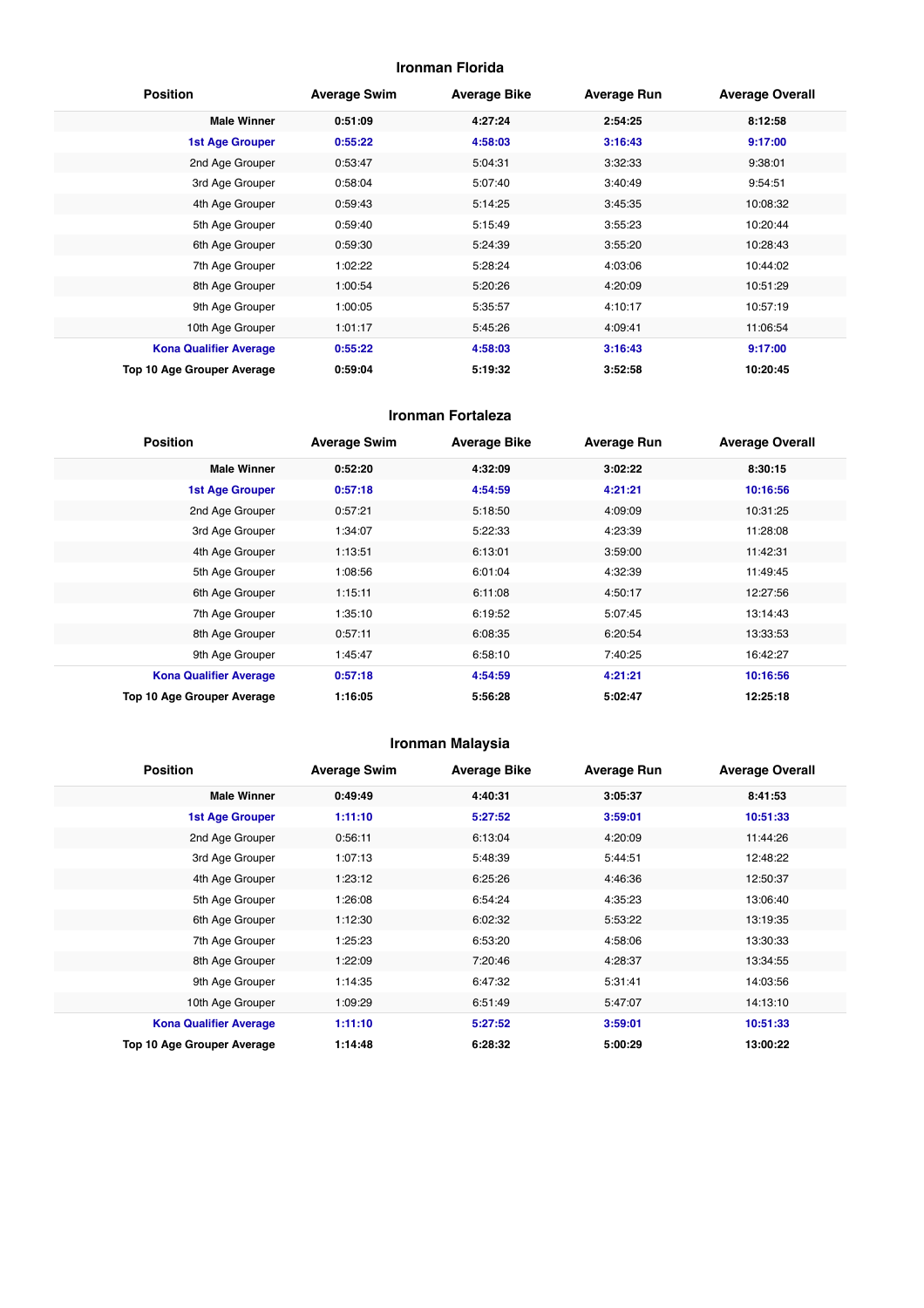### Ironman Florida

| Position | Average Swim | Average Bike | Average Run | Average Overall |
|---|---|---|---|---|
| **Male Winner** | **0:51:09** | **4:27:24** | **2:54:25** | **8:12:58** |
| **1st Age Grouper** | **0:55:22** | **4:58:03** | **3:16:43** | **9:17:00** |
| 2nd Age Grouper | 0:53:47 | 5:04:31 | 3:32:33 | 9:38:01 |
| 3rd Age Grouper | 0:58:04 | 5:07:40 | 3:40:49 | 9:54:51 |
| 4th Age Grouper | 0:59:43 | 5:14:25 | 3:45:35 | 10:08:32 |
| 5th Age Grouper | 0:59:40 | 5:15:49 | 3:55:23 | 10:20:44 |
| 6th Age Grouper | 0:59:30 | 5:24:39 | 3:55:20 | 10:28:43 |
| 7th Age Grouper | 1:02:22 | 5:28:24 | 4:03:06 | 10:44:02 |
| 8th Age Grouper | 1:00:54 | 5:20:26 | 4:20:09 | 10:51:29 |
| 9th Age Grouper | 1:00:05 | 5:35:57 | 4:10:17 | 10:57:19 |
| 10th Age Grouper | 1:01:17 | 5:45:26 | 4:09:41 | 11:06:54 |
| **Kona Qualifier Average** | **0:55:22** | **4:58:03** | **3:16:43** | **9:17:00** |
| **Top 10 Age Grouper Average** | **0:59:04** | **5:19:32** | **3:52:58** | **10:20:45** |

### Ironman Fortaleza

| Position | Average Swim | Average Bike | Average Run | Average Overall |
|---|---|---|---|---|
| **Male Winner** | **0:52:20** | **4:32:09** | **3:02:22** | **8:30:15** |
| **1st Age Grouper** | **0:57:18** | **4:54:59** | **4:21:21** | **10:16:56** |
| 2nd Age Grouper | 0:57:21 | 5:18:50 | 4:09:09 | 10:31:25 |
| 3rd Age Grouper | 1:34:07 | 5:22:33 | 4:23:39 | 11:28:08 |
| 4th Age Grouper | 1:13:51 | 6:13:01 | 3:59:00 | 11:42:31 |
| 5th Age Grouper | 1:08:56 | 6:01:04 | 4:32:39 | 11:49:45 |
| 6th Age Grouper | 1:15:11 | 6:11:08 | 4:50:17 | 12:27:56 |
| 7th Age Grouper | 1:35:10 | 6:19:52 | 5:07:45 | 13:14:43 |
| 8th Age Grouper | 0:57:11 | 6:08:35 | 6:20:54 | 13:33:53 |
| 9th Age Grouper | 1:45:47 | 6:58:10 | 7:40:25 | 16:42:27 |
| **Kona Qualifier Average** | **0:57:18** | **4:54:59** | **4:21:21** | **10:16:56** |
| **Top 10 Age Grouper Average** | **1:16:05** | **5:56:28** | **5:02:47** | **12:25:18** |

### Ironman Malaysia

| Position | Average Swim | Average Bike | Average Run | Average Overall |
|---|---|---|---|---|
| **Male Winner** | **0:49:49** | **4:40:31** | **3:05:37** | **8:41:53** |
| **1st Age Grouper** | **1:11:10** | **5:27:52** | **3:59:01** | **10:51:33** |
| 2nd Age Grouper | 0:56:11 | 6:13:04 | 4:20:09 | 11:44:26 |
| 3rd Age Grouper | 1:07:13 | 5:48:39 | 5:44:51 | 12:48:22 |
| 4th Age Grouper | 1:23:12 | 6:25:26 | 4:46:36 | 12:50:37 |
| 5th Age Grouper | 1:26:08 | 6:54:24 | 4:35:23 | 13:06:40 |
| 6th Age Grouper | 1:12:30 | 6:02:32 | 5:53:22 | 13:19:35 |
| 7th Age Grouper | 1:25:23 | 6:53:20 | 4:58:06 | 13:30:33 |
| 8th Age Grouper | 1:22:09 | 7:20:46 | 4:28:37 | 13:34:55 |
| 9th Age Grouper | 1:14:35 | 6:47:32 | 5:31:41 | 14:03:56 |
| 10th Age Grouper | 1:09:29 | 6:51:49 | 5:47:07 | 14:13:10 |
| **Kona Qualifier Average** | **1:11:10** | **5:27:52** | **3:59:01** | **10:51:33** |
| **Top 10 Age Grouper Average** | **1:14:48** | **6:28:32** | **5:00:29** | **13:00:22** |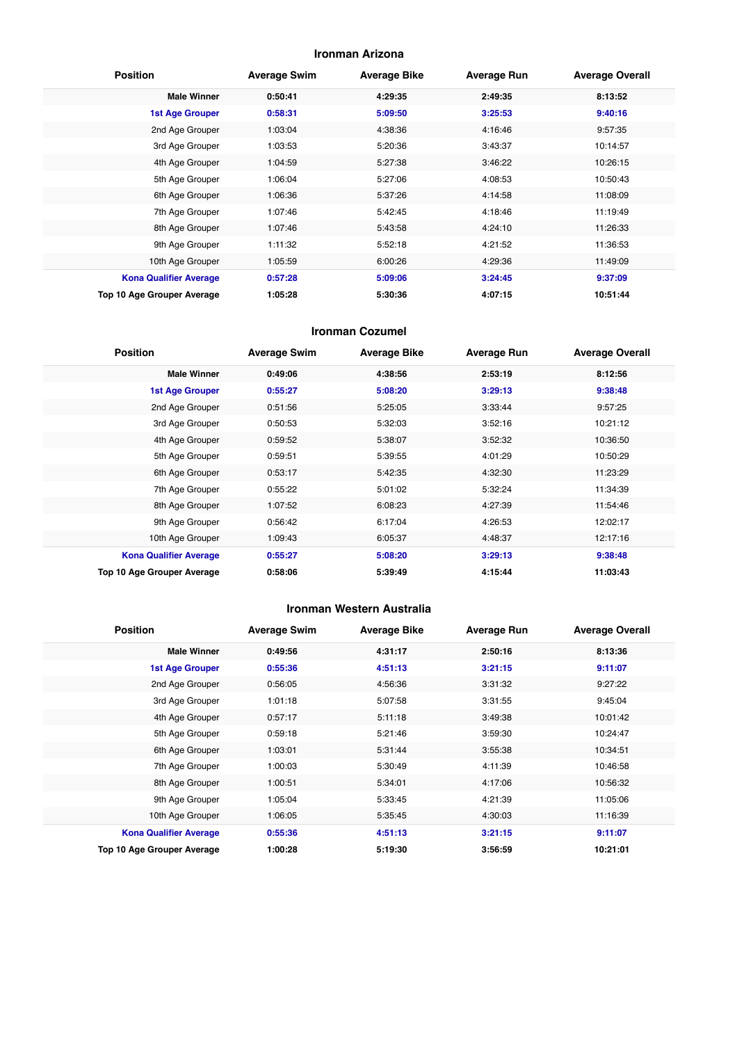### Ironman Arizona

| Position | Average Swim | Average Bike | Average Run | Average Overall |
|---|---|---|---|---|
| **Male Winner** | **0:50:41** | **4:29:35** | **2:49:35** | **8:13:52** |
| **1st Age Grouper** | **0:58:31** | **5:09:50** | **3:25:53** | **9:40:16** |
| 2nd Age Grouper | 1:03:04 | 4:38:36 | 4:16:46 | 9:57:35 |
| 3rd Age Grouper | 1:03:53 | 5:20:36 | 3:43:37 | 10:14:57 |
| 4th Age Grouper | 1:04:59 | 5:27:38 | 3:46:22 | 10:26:15 |
| 5th Age Grouper | 1:06:04 | 5:27:06 | 4:08:53 | 10:50:43 |
| 6th Age Grouper | 1:06:36 | 5:37:26 | 4:14:58 | 11:08:09 |
| 7th Age Grouper | 1:07:46 | 5:42:45 | 4:18:46 | 11:19:49 |
| 8th Age Grouper | 1:07:46 | 5:43:58 | 4:24:10 | 11:26:33 |
| 9th Age Grouper | 1:11:32 | 5:52:18 | 4:21:52 | 11:36:53 |
| 10th Age Grouper | 1:05:59 | 6:00:26 | 4:29:36 | 11:49:09 |
| **Kona Qualifier Average** | **0:57:28** | **5:09:06** | **3:24:45** | **9:37:09** |
| **Top 10 Age Grouper Average** | **1:05:28** | **5:30:36** | **4:07:15** | **10:51:44** |

### Ironman Cozumel

| Position | Average Swim | Average Bike | Average Run | Average Overall |
|---|---|---|---|---|
| **Male Winner** | **0:49:06** | **4:38:56** | **2:53:19** | **8:12:56** |
| **1st Age Grouper** | **0:55:27** | **5:08:20** | **3:29:13** | **9:38:48** |
| 2nd Age Grouper | 0:51:56 | 5:25:05 | 3:33:44 | 9:57:25 |
| 3rd Age Grouper | 0:50:53 | 5:32:03 | 3:52:16 | 10:21:12 |
| 4th Age Grouper | 0:59:52 | 5:38:07 | 3:52:32 | 10:36:50 |
| 5th Age Grouper | 0:59:51 | 5:39:55 | 4:01:29 | 10:50:29 |
| 6th Age Grouper | 0:53:17 | 5:42:35 | 4:32:30 | 11:23:29 |
| 7th Age Grouper | 0:55:22 | 5:01:02 | 5:32:24 | 11:34:39 |
| 8th Age Grouper | 1:07:52 | 6:08:23 | 4:27:39 | 11:54:46 |
| 9th Age Grouper | 0:56:42 | 6:17:04 | 4:26:53 | 12:02:17 |
| 10th Age Grouper | 1:09:43 | 6:05:37 | 4:48:37 | 12:17:16 |
| **Kona Qualifier Average** | **0:55:27** | **5:08:20** | **3:29:13** | **9:38:48** |
| **Top 10 Age Grouper Average** | **0:58:06** | **5:39:49** | **4:15:44** | **11:03:43** |

### Ironman Western Australia

| Position | Average Swim | Average Bike | Average Run | Average Overall |
|---|---|---|---|---|
| **Male Winner** | **0:49:56** | **4:31:17** | **2:50:16** | **8:13:36** |
| **1st Age Grouper** | **0:55:36** | **4:51:13** | **3:21:15** | **9:11:07** |
| 2nd Age Grouper | 0:56:05 | 4:56:36 | 3:31:32 | 9:27:22 |
| 3rd Age Grouper | 1:01:18 | 5:07:58 | 3:31:55 | 9:45:04 |
| 4th Age Grouper | 0:57:17 | 5:11:18 | 3:49:38 | 10:01:42 |
| 5th Age Grouper | 0:59:18 | 5:21:46 | 3:59:30 | 10:24:47 |
| 6th Age Grouper | 1:03:01 | 5:31:44 | 3:55:38 | 10:34:51 |
| 7th Age Grouper | 1:00:03 | 5:30:49 | 4:11:39 | 10:46:58 |
| 8th Age Grouper | 1:00:51 | 5:34:01 | 4:17:06 | 10:56:32 |
| 9th Age Grouper | 1:05:04 | 5:33:45 | 4:21:39 | 11:05:06 |
| 10th Age Grouper | 1:06:05 | 5:35:45 | 4:30:03 | 11:16:39 |
| **Kona Qualifier Average** | **0:55:36** | **4:51:13** | **3:21:15** | **9:11:07** |
| **Top 10 Age Grouper Average** | **1:00:28** | **5:19:30** | **3:56:59** | **10:21:01** |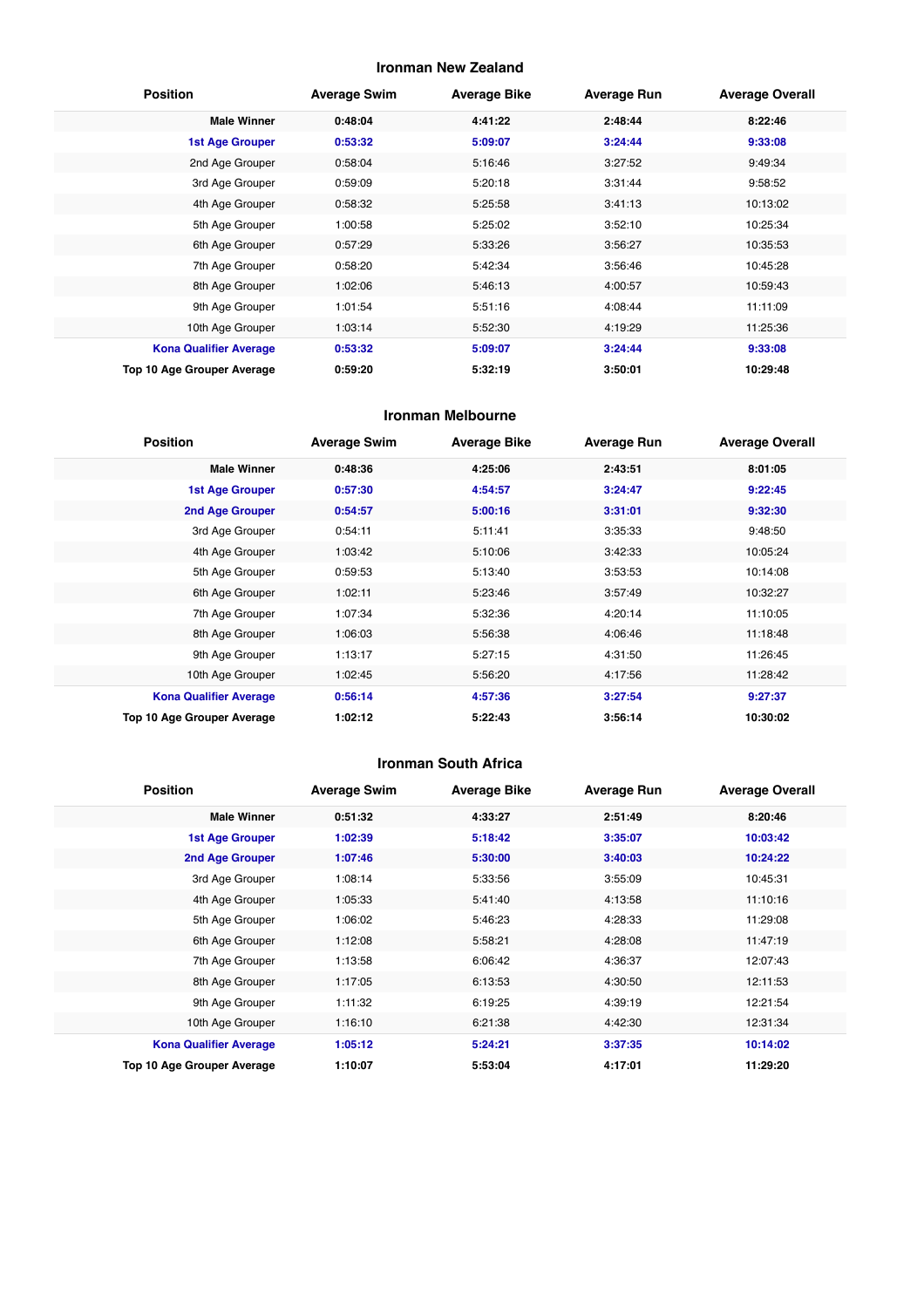## Ironman New Zealand

| Position | Average Swim | Average Bike | Average Run | Average Overall |
|---|---|---|---|---|
| **Male Winner** | **0:48:04** | **4:41:22** | **2:48:44** | **8:22:46** |
| **1st Age Grouper** | **0:53:32** | **5:09:07** | **3:24:44** | **9:33:08** |
| 2nd Age Grouper | 0:58:04 | 5:16:46 | 3:27:52 | 9:49:34 |
| 3rd Age Grouper | 0:59:09 | 5:20:18 | 3:31:44 | 9:58:52 |
| 4th Age Grouper | 0:58:32 | 5:25:58 | 3:41:13 | 10:13:02 |
| 5th Age Grouper | 1:00:58 | 5:25:02 | 3:52:10 | 10:25:34 |
| 6th Age Grouper | 0:57:29 | 5:33:26 | 3:56:27 | 10:35:53 |
| 7th Age Grouper | 0:58:20 | 5:42:34 | 3:56:46 | 10:45:28 |
| 8th Age Grouper | 1:02:06 | 5:46:13 | 4:00:57 | 10:59:43 |
| 9th Age Grouper | 1:01:54 | 5:51:16 | 4:08:44 | 11:11:09 |
| 10th Age Grouper | 1:03:14 | 5:52:30 | 4:19:29 | 11:25:36 |
| **Kona Qualifier Average** | **0:53:32** | **5:09:07** | **3:24:44** | **9:33:08** |
| **Top 10 Age Grouper Average** | **0:59:20** | **5:32:19** | **3:50:01** | **10:29:48** |

## Ironman Melbourne

| Position | Average Swim | Average Bike | Average Run | Average Overall |
|---|---|---|---|---|
| **Male Winner** | **0:48:36** | **4:25:06** | **2:43:51** | **8:01:05** |
| **1st Age Grouper** | **0:57:30** | **4:54:57** | **3:24:47** | **9:22:45** |
| **2nd Age Grouper** | **0:54:57** | **5:00:16** | **3:31:01** | **9:32:30** |
| 3rd Age Grouper | 0:54:11 | 5:11:41 | 3:35:33 | 9:48:50 |
| 4th Age Grouper | 1:03:42 | 5:10:06 | 3:42:33 | 10:05:24 |
| 5th Age Grouper | 0:59:53 | 5:13:40 | 3:53:53 | 10:14:08 |
| 6th Age Grouper | 1:02:11 | 5:23:46 | 3:57:49 | 10:32:27 |
| 7th Age Grouper | 1:07:34 | 5:32:36 | 4:20:14 | 11:10:05 |
| 8th Age Grouper | 1:06:03 | 5:56:38 | 4:06:46 | 11:18:48 |
| 9th Age Grouper | 1:13:17 | 5:27:15 | 4:31:50 | 11:26:45 |
| 10th Age Grouper | 1:02:45 | 5:56:20 | 4:17:56 | 11:28:42 |
| **Kona Qualifier Average** | **0:56:14** | **4:57:36** | **3:27:54** | **9:27:37** |
| **Top 10 Age Grouper Average** | **1:02:12** | **5:22:43** | **3:56:14** | **10:30:02** |

## Ironman South Africa

| Position | Average Swim | Average Bike | Average Run | Average Overall |
|---|---|---|---|---|
| **Male Winner** | **0:51:32** | **4:33:27** | **2:51:49** | **8:20:46** |
| **1st Age Grouper** | **1:02:39** | **5:18:42** | **3:35:07** | **10:03:42** |
| **2nd Age Grouper** | **1:07:46** | **5:30:00** | **3:40:03** | **10:24:22** |
| 3rd Age Grouper | 1:08:14 | 5:33:56 | 3:55:09 | 10:45:31 |
| 4th Age Grouper | 1:05:33 | 5:41:40 | 4:13:58 | 11:10:16 |
| 5th Age Grouper | 1:06:02 | 5:46:23 | 4:28:33 | 11:29:08 |
| 6th Age Grouper | 1:12:08 | 5:58:21 | 4:28:08 | 11:47:19 |
| 7th Age Grouper | 1:13:58 | 6:06:42 | 4:36:37 | 12:07:43 |
| 8th Age Grouper | 1:17:05 | 6:13:53 | 4:30:50 | 12:11:53 |
| 9th Age Grouper | 1:11:32 | 6:19:25 | 4:39:19 | 12:21:54 |
| 10th Age Grouper | 1:16:10 | 6:21:38 | 4:42:30 | 12:31:34 |
| **Kona Qualifier Average** | **1:05:12** | **5:24:21** | **3:37:35** | **10:14:02** |
| **Top 10 Age Grouper Average** | **1:10:07** | **5:53:04** | **4:17:01** | **11:29:20** |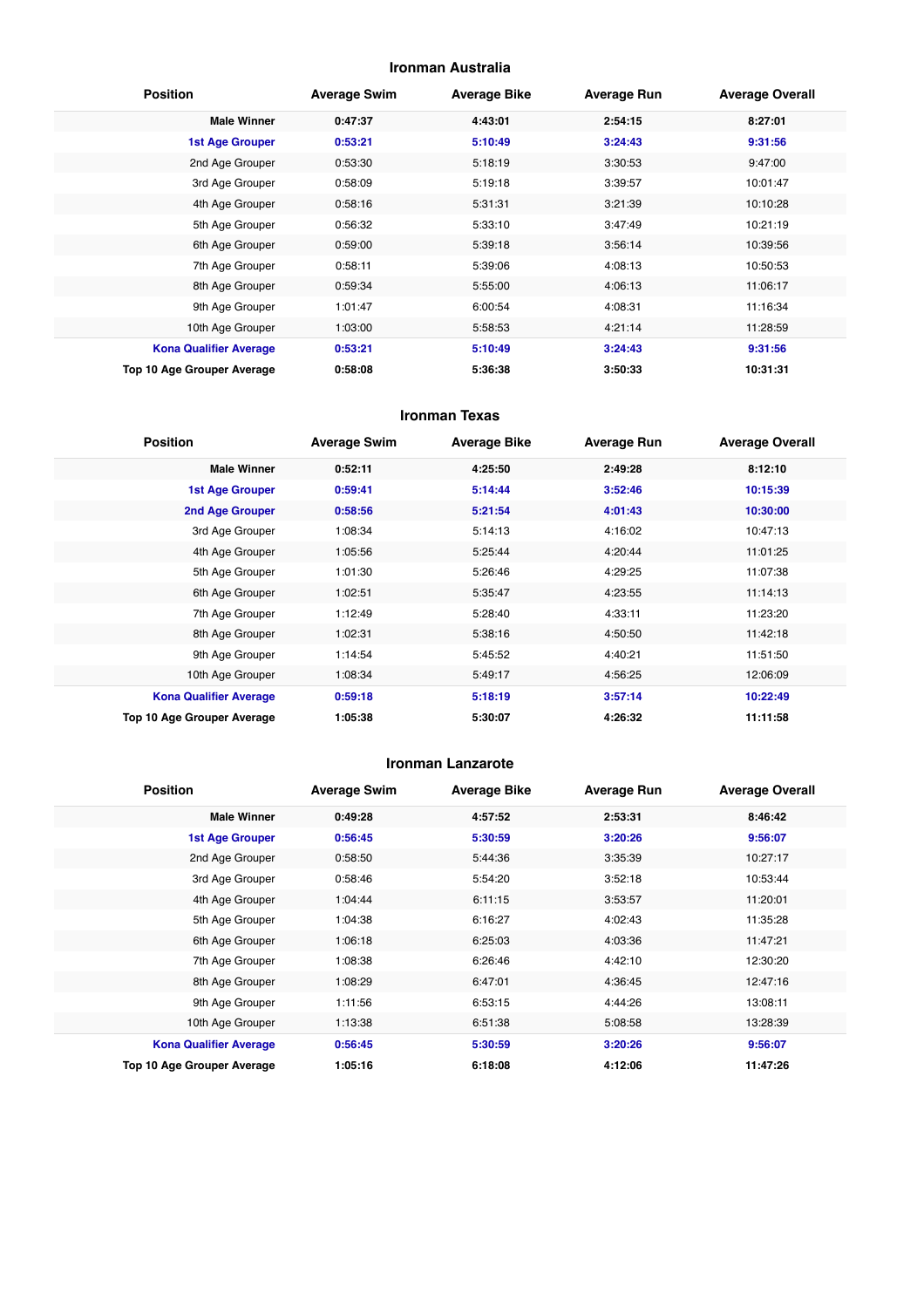## Ironman Australia

| Position | Average Swim | Average Bike | Average Run | Average Overall |
|---|---|---|---|---|
| **Male Winner** | **0:47:37** | **4:43:01** | **2:54:15** | **8:27:01** |
| **1st Age Grouper** | **0:53:21** | **5:10:49** | **3:24:43** | **9:31:56** |
| 2nd Age Grouper | 0:53:30 | 5:18:19 | 3:30:53 | 9:47:00 |
| 3rd Age Grouper | 0:58:09 | 5:19:18 | 3:39:57 | 10:01:47 |
| 4th Age Grouper | 0:58:16 | 5:31:31 | 3:21:39 | 10:10:28 |
| 5th Age Grouper | 0:56:32 | 5:33:10 | 3:47:49 | 10:21:19 |
| 6th Age Grouper | 0:59:00 | 5:39:18 | 3:56:14 | 10:39:56 |
| 7th Age Grouper | 0:58:11 | 5:39:06 | 4:08:13 | 10:50:53 |
| 8th Age Grouper | 0:59:34 | 5:55:00 | 4:06:13 | 11:06:17 |
| 9th Age Grouper | 1:01:47 | 6:00:54 | 4:08:31 | 11:16:34 |
| 10th Age Grouper | 1:03:00 | 5:58:53 | 4:21:14 | 11:28:59 |
| **Kona Qualifier Average** | **0:53:21** | **5:10:49** | **3:24:43** | **9:31:56** |
| **Top 10 Age Grouper Average** | **0:58:08** | **5:36:38** | **3:50:33** | **10:31:31** |

## Ironman Texas

| Position | Average Swim | Average Bike | Average Run | Average Overall |
|---|---|---|---|---|
| **Male Winner** | **0:52:11** | **4:25:50** | **2:49:28** | **8:12:10** |
| **1st Age Grouper** | **0:59:41** | **5:14:44** | **3:52:46** | **10:15:39** |
| **2nd Age Grouper** | **0:58:56** | **5:21:54** | **4:01:43** | **10:30:00** |
| 3rd Age Grouper | 1:08:34 | 5:14:13 | 4:16:02 | 10:47:13 |
| 4th Age Grouper | 1:05:56 | 5:25:44 | 4:20:44 | 11:01:25 |
| 5th Age Grouper | 1:01:30 | 5:26:46 | 4:29:25 | 11:07:38 |
| 6th Age Grouper | 1:02:51 | 5:35:47 | 4:23:55 | 11:14:13 |
| 7th Age Grouper | 1:12:49 | 5:28:40 | 4:33:11 | 11:23:20 |
| 8th Age Grouper | 1:02:31 | 5:38:16 | 4:50:50 | 11:42:18 |
| 9th Age Grouper | 1:14:54 | 5:45:52 | 4:40:21 | 11:51:50 |
| 10th Age Grouper | 1:08:34 | 5:49:17 | 4:56:25 | 12:06:09 |
| **Kona Qualifier Average** | **0:59:18** | **5:18:19** | **3:57:14** | **10:22:49** |
| **Top 10 Age Grouper Average** | **1:05:38** | **5:30:07** | **4:26:32** | **11:11:58** |

## Ironman Lanzarote

| Position | Average Swim | Average Bike | Average Run | Average Overall |
|---|---|---|---|---|
| **Male Winner** | **0:49:28** | **4:57:52** | **2:53:31** | **8:46:42** |
| **1st Age Grouper** | **0:56:45** | **5:30:59** | **3:20:26** | **9:56:07** |
| 2nd Age Grouper | 0:58:50 | 5:44:36 | 3:35:39 | 10:27:17 |
| 3rd Age Grouper | 0:58:46 | 5:54:20 | 3:52:18 | 10:53:44 |
| 4th Age Grouper | 1:04:44 | 6:11:15 | 3:53:57 | 11:20:01 |
| 5th Age Grouper | 1:04:38 | 6:16:27 | 4:02:43 | 11:35:28 |
| 6th Age Grouper | 1:06:18 | 6:25:03 | 4:03:36 | 11:47:21 |
| 7th Age Grouper | 1:08:38 | 6:26:46 | 4:42:10 | 12:30:20 |
| 8th Age Grouper | 1:08:29 | 6:47:01 | 4:36:45 | 12:47:16 |
| 9th Age Grouper | 1:11:56 | 6:53:15 | 4:44:26 | 13:08:11 |
| 10th Age Grouper | 1:13:38 | 6:51:38 | 5:08:58 | 13:28:39 |
| **Kona Qualifier Average** | **0:56:45** | **5:30:59** | **3:20:26** | **9:56:07** |
| **Top 10 Age Grouper Average** | **1:05:16** | **6:18:08** | **4:12:06** | **11:47:26** |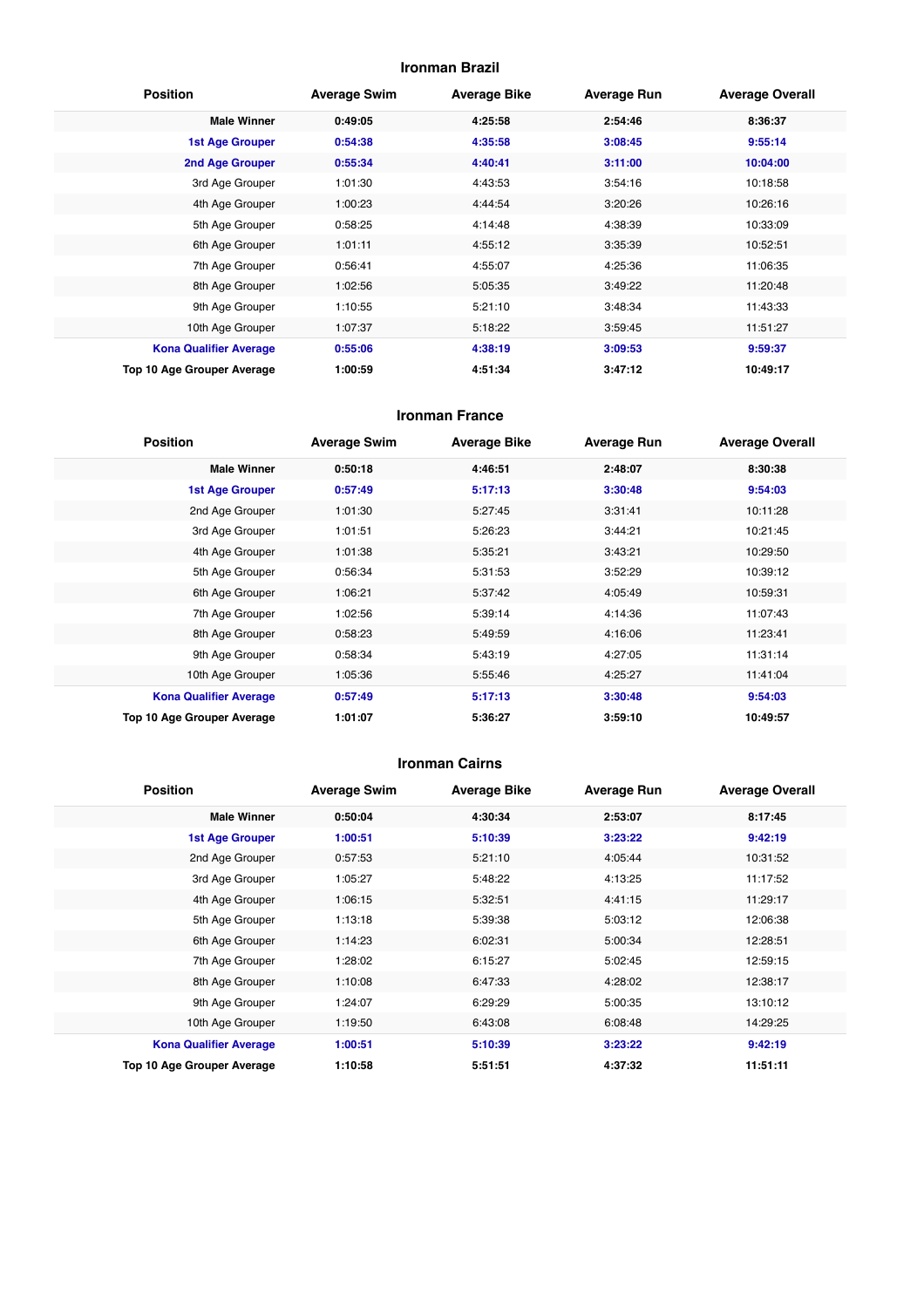## Ironman Brazil

| Position | Average Swim | Average Bike | Average Run | Average Overall |
|---|---|---|---|---|
| **Male Winner** | **0:49:05** | **4:25:58** | **2:54:46** | **8:36:37** |
| **1st Age Grouper** | **0:54:38** | **4:35:58** | **3:08:45** | **9:55:14** |
| **2nd Age Grouper** | **0:55:34** | **4:40:41** | **3:11:00** | **10:04:00** |
| 3rd Age Grouper | 1:01:30 | 4:43:53 | 3:54:16 | 10:18:58 |
| 4th Age Grouper | 1:00:23 | 4:44:54 | 3:20:26 | 10:26:16 |
| 5th Age Grouper | 0:58:25 | 4:14:48 | 4:38:39 | 10:33:09 |
| 6th Age Grouper | 1:01:11 | 4:55:12 | 3:35:39 | 10:52:51 |
| 7th Age Grouper | 0:56:41 | 4:55:07 | 4:25:36 | 11:06:35 |
| 8th Age Grouper | 1:02:56 | 5:05:35 | 3:49:22 | 11:20:48 |
| 9th Age Grouper | 1:10:55 | 5:21:10 | 3:48:34 | 11:43:33 |
| 10th Age Grouper | 1:07:37 | 5:18:22 | 3:59:45 | 11:51:27 |
| **Kona Qualifier Average** | **0:55:06** | **4:38:19** | **3:09:53** | **9:59:37** |
| **Top 10 Age Grouper Average** | **1:00:59** | **4:51:34** | **3:47:12** | **10:49:17** |

## Ironman France

| Position | Average Swim | Average Bike | Average Run | Average Overall |
|---|---|---|---|---|
| **Male Winner** | **0:50:18** | **4:46:51** | **2:48:07** | **8:30:38** |
| **1st Age Grouper** | **0:57:49** | **5:17:13** | **3:30:48** | **9:54:03** |
| 2nd Age Grouper | 1:01:30 | 5:27:45 | 3:31:41 | 10:11:28 |
| 3rd Age Grouper | 1:01:51 | 5:26:23 | 3:44:21 | 10:21:45 |
| 4th Age Grouper | 1:01:38 | 5:35:21 | 3:43:21 | 10:29:50 |
| 5th Age Grouper | 0:56:34 | 5:31:53 | 3:52:29 | 10:39:12 |
| 6th Age Grouper | 1:06:21 | 5:37:42 | 4:05:49 | 10:59:31 |
| 7th Age Grouper | 1:02:56 | 5:39:14 | 4:14:36 | 11:07:43 |
| 8th Age Grouper | 0:58:23 | 5:49:59 | 4:16:06 | 11:23:41 |
| 9th Age Grouper | 0:58:34 | 5:43:19 | 4:27:05 | 11:31:14 |
| 10th Age Grouper | 1:05:36 | 5:55:46 | 4:25:27 | 11:41:04 |
| **Kona Qualifier Average** | **0:57:49** | **5:17:13** | **3:30:48** | **9:54:03** |
| **Top 10 Age Grouper Average** | **1:01:07** | **5:36:27** | **3:59:10** | **10:49:57** |

## Ironman Cairns

| Position | Average Swim | Average Bike | Average Run | Average Overall |
|---|---|---|---|---|
| **Male Winner** | **0:50:04** | **4:30:34** | **2:53:07** | **8:17:45** |
| **1st Age Grouper** | **1:00:51** | **5:10:39** | **3:23:22** | **9:42:19** |
| 2nd Age Grouper | 0:57:53 | 5:21:10 | 4:05:44 | 10:31:52 |
| 3rd Age Grouper | 1:05:27 | 5:48:22 | 4:13:25 | 11:17:52 |
| 4th Age Grouper | 1:06:15 | 5:32:51 | 4:41:15 | 11:29:17 |
| 5th Age Grouper | 1:13:18 | 5:39:38 | 5:03:12 | 12:06:38 |
| 6th Age Grouper | 1:14:23 | 6:02:31 | 5:00:34 | 12:28:51 |
| 7th Age Grouper | 1:28:02 | 6:15:27 | 5:02:45 | 12:59:15 |
| 8th Age Grouper | 1:10:08 | 6:47:33 | 4:28:02 | 12:38:17 |
| 9th Age Grouper | 1:24:07 | 6:29:29 | 5:00:35 | 13:10:12 |
| 10th Age Grouper | 1:19:50 | 6:43:08 | 6:08:48 | 14:29:25 |
| **Kona Qualifier Average** | **1:00:51** | **5:10:39** | **3:23:22** | **9:42:19** |
| **Top 10 Age Grouper Average** | **1:10:58** | **5:51:51** | **4:37:32** | **11:51:11** |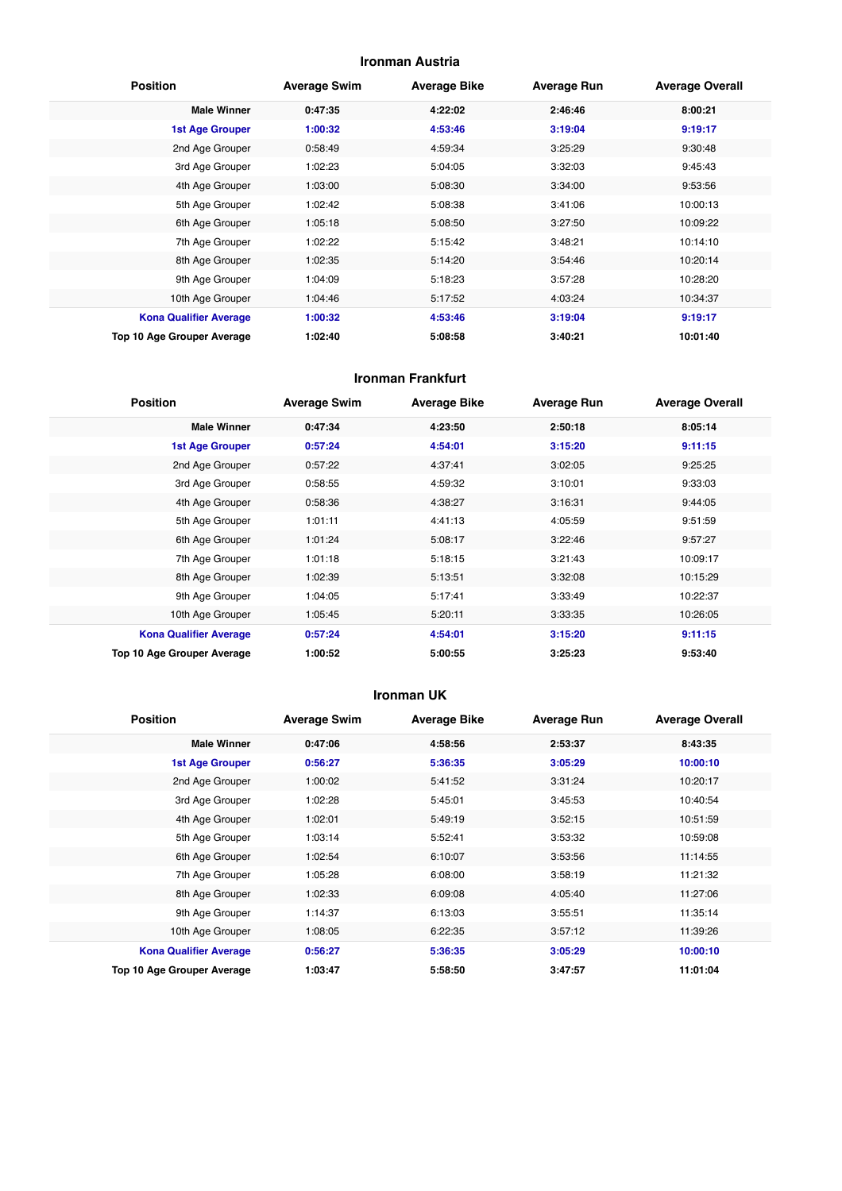## Ironman Austria

| Position | Average Swim | Average Bike | Average Run | Average Overall |
|---|---|---|---|---|
| **Male Winner** | **0:47:35** | **4:22:02** | **2:46:46** | **8:00:21** |
| **1st Age Grouper** | **1:00:32** | **4:53:46** | **3:19:04** | **9:19:17** |
| 2nd Age Grouper | 0:58:49 | 4:59:34 | 3:25:29 | 9:30:48 |
| 3rd Age Grouper | 1:02:23 | 5:04:05 | 3:32:03 | 9:45:43 |
| 4th Age Grouper | 1:03:00 | 5:08:30 | 3:34:00 | 9:53:56 |
| 5th Age Grouper | 1:02:42 | 5:08:38 | 3:41:06 | 10:00:13 |
| 6th Age Grouper | 1:05:18 | 5:08:50 | 3:27:50 | 10:09:22 |
| 7th Age Grouper | 1:02:22 | 5:15:42 | 3:48:21 | 10:14:10 |
| 8th Age Grouper | 1:02:35 | 5:14:20 | 3:54:46 | 10:20:14 |
| 9th Age Grouper | 1:04:09 | 5:18:23 | 3:57:28 | 10:28:20 |
| 10th Age Grouper | 1:04:46 | 5:17:52 | 4:03:24 | 10:34:37 |
| **Kona Qualifier Average** | **1:00:32** | **4:53:46** | **3:19:04** | **9:19:17** |
| **Top 10 Age Grouper Average** | **1:02:40** | **5:08:58** | **3:40:21** | **10:01:40** |

## Ironman Frankfurt

| Position | Average Swim | Average Bike | Average Run | Average Overall |
|---|---|---|---|---|
| **Male Winner** | **0:47:34** | **4:23:50** | **2:50:18** | **8:05:14** |
| **1st Age Grouper** | **0:57:24** | **4:54:01** | **3:15:20** | **9:11:15** |
| 2nd Age Grouper | 0:57:22 | 4:37:41 | 3:02:05 | 9:25:25 |
| 3rd Age Grouper | 0:58:55 | 4:59:32 | 3:10:01 | 9:33:03 |
| 4th Age Grouper | 0:58:36 | 4:38:27 | 3:16:31 | 9:44:05 |
| 5th Age Grouper | 1:01:11 | 4:41:13 | 4:05:59 | 9:51:59 |
| 6th Age Grouper | 1:01:24 | 5:08:17 | 3:22:46 | 9:57:27 |
| 7th Age Grouper | 1:01:18 | 5:18:15 | 3:21:43 | 10:09:17 |
| 8th Age Grouper | 1:02:39 | 5:13:51 | 3:32:08 | 10:15:29 |
| 9th Age Grouper | 1:04:05 | 5:17:41 | 3:33:49 | 10:22:37 |
| 10th Age Grouper | 1:05:45 | 5:20:11 | 3:33:35 | 10:26:05 |
| **Kona Qualifier Average** | **0:57:24** | **4:54:01** | **3:15:20** | **9:11:15** |
| **Top 10 Age Grouper Average** | **1:00:52** | **5:00:55** | **3:25:23** | **9:53:40** |

## Ironman UK

| Position | Average Swim | Average Bike | Average Run | Average Overall |
|---|---|---|---|---|
| **Male Winner** | **0:47:06** | **4:58:56** | **2:53:37** | **8:43:35** |
| **1st Age Grouper** | **0:56:27** | **5:36:35** | **3:05:29** | **10:00:10** |
| 2nd Age Grouper | 1:00:02 | 5:41:52 | 3:31:24 | 10:20:17 |
| 3rd Age Grouper | 1:02:28 | 5:45:01 | 3:45:53 | 10:40:54 |
| 4th Age Grouper | 1:02:01 | 5:49:19 | 3:52:15 | 10:51:59 |
| 5th Age Grouper | 1:03:14 | 5:52:41 | 3:53:32 | 10:59:08 |
| 6th Age Grouper | 1:02:54 | 6:10:07 | 3:53:56 | 11:14:55 |
| 7th Age Grouper | 1:05:28 | 6:08:00 | 3:58:19 | 11:21:32 |
| 8th Age Grouper | 1:02:33 | 6:09:08 | 4:05:40 | 11:27:06 |
| 9th Age Grouper | 1:14:37 | 6:13:03 | 3:55:51 | 11:35:14 |
| 10th Age Grouper | 1:08:05 | 6:22:35 | 3:57:12 | 11:39:26 |
| **Kona Qualifier Average** | **0:56:27** | **5:36:35** | **3:05:29** | **10:00:10** |
| **Top 10 Age Grouper Average** | **1:03:47** | **5:58:50** | **3:47:57** | **11:01:04** |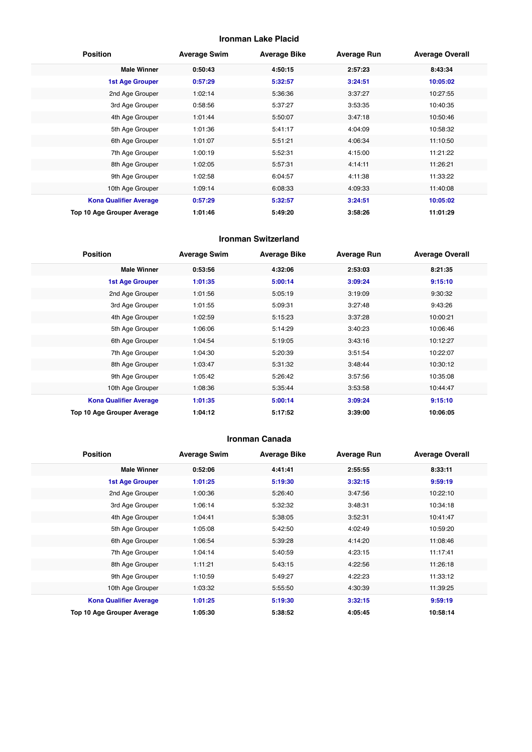## Ironman Lake Placid

| Position | Average Swim | Average Bike | Average Run | Average Overall |
|---|---|---|---|---|
| **Male Winner** | **0:50:43** | **4:50:15** | **2:57:23** | **8:43:34** |
| **1st Age Grouper** | **0:57:29** | **5:32:57** | **3:24:51** | **10:05:02** |
| 2nd Age Grouper | 1:02:14 | 5:36:36 | 3:37:27 | 10:27:55 |
| 3rd Age Grouper | 0:58:56 | 5:37:27 | 3:53:35 | 10:40:35 |
| 4th Age Grouper | 1:01:44 | 5:50:07 | 3:47:18 | 10:50:46 |
| 5th Age Grouper | 1:01:36 | 5:41:17 | 4:04:09 | 10:58:32 |
| 6th Age Grouper | 1:01:07 | 5:51:21 | 4:06:34 | 11:10:50 |
| 7th Age Grouper | 1:00:19 | 5:52:31 | 4:15:00 | 11:21:22 |
| 8th Age Grouper | 1:02:05 | 5:57:31 | 4:14:11 | 11:26:21 |
| 9th Age Grouper | 1:02:58 | 6:04:57 | 4:11:38 | 11:33:22 |
| 10th Age Grouper | 1:09:14 | 6:08:33 | 4:09:33 | 11:40:08 |
| **Kona Qualifier Average** | **0:57:29** | **5:32:57** | **3:24:51** | **10:05:02** |
| **Top 10 Age Grouper Average** | **1:01:46** | **5:49:20** | **3:58:26** | **11:01:29** |

## Ironman Switzerland

| Position | Average Swim | Average Bike | Average Run | Average Overall |
|---|---|---|---|---|
| **Male Winner** | **0:53:56** | **4:32:06** | **2:53:03** | **8:21:35** |
| **1st Age Grouper** | **1:01:35** | **5:00:14** | **3:09:24** | **9:15:10** |
| 2nd Age Grouper | 1:01:56 | 5:05:19 | 3:19:09 | 9:30:32 |
| 3rd Age Grouper | 1:01:55 | 5:09:31 | 3:27:48 | 9:43:26 |
| 4th Age Grouper | 1:02:59 | 5:15:23 | 3:37:28 | 10:00:21 |
| 5th Age Grouper | 1:06:06 | 5:14:29 | 3:40:23 | 10:06:46 |
| 6th Age Grouper | 1:04:54 | 5:19:05 | 3:43:16 | 10:12:27 |
| 7th Age Grouper | 1:04:30 | 5:20:39 | 3:51:54 | 10:22:07 |
| 8th Age Grouper | 1:03:47 | 5:31:32 | 3:48:44 | 10:30:12 |
| 9th Age Grouper | 1:05:42 | 5:26:42 | 3:57:56 | 10:35:08 |
| 10th Age Grouper | 1:08:36 | 5:35:44 | 3:53:58 | 10:44:47 |
| **Kona Qualifier Average** | **1:01:35** | **5:00:14** | **3:09:24** | **9:15:10** |
| **Top 10 Age Grouper Average** | **1:04:12** | **5:17:52** | **3:39:00** | **10:06:05** |

## Ironman Canada

| Position | Average Swim | Average Bike | Average Run | Average Overall |
|---|---|---|---|---|
| **Male Winner** | **0:52:06** | **4:41:41** | **2:55:55** | **8:33:11** |
| **1st Age Grouper** | **1:01:25** | **5:19:30** | **3:32:15** | **9:59:19** |
| 2nd Age Grouper | 1:00:36 | 5:26:40 | 3:47:56 | 10:22:10 |
| 3rd Age Grouper | 1:06:14 | 5:32:32 | 3:48:31 | 10:34:18 |
| 4th Age Grouper | 1:04:41 | 5:38:05 | 3:52:31 | 10:41:47 |
| 5th Age Grouper | 1:05:08 | 5:42:50 | 4:02:49 | 10:59:20 |
| 6th Age Grouper | 1:06:54 | 5:39:28 | 4:14:20 | 11:08:46 |
| 7th Age Grouper | 1:04:14 | 5:40:59 | 4:23:15 | 11:17:41 |
| 8th Age Grouper | 1:11:21 | 5:43:15 | 4:22:56 | 11:26:18 |
| 9th Age Grouper | 1:10:59 | 5:49:27 | 4:22:23 | 11:33:12 |
| 10th Age Grouper | 1:03:32 | 5:55:50 | 4:30:39 | 11:39:25 |
| **Kona Qualifier Average** | **1:01:25** | **5:19:30** | **3:32:15** | **9:59:19** |
| **Top 10 Age Grouper Average** | **1:05:30** | **5:38:52** | **4:05:45** | **10:58:14** |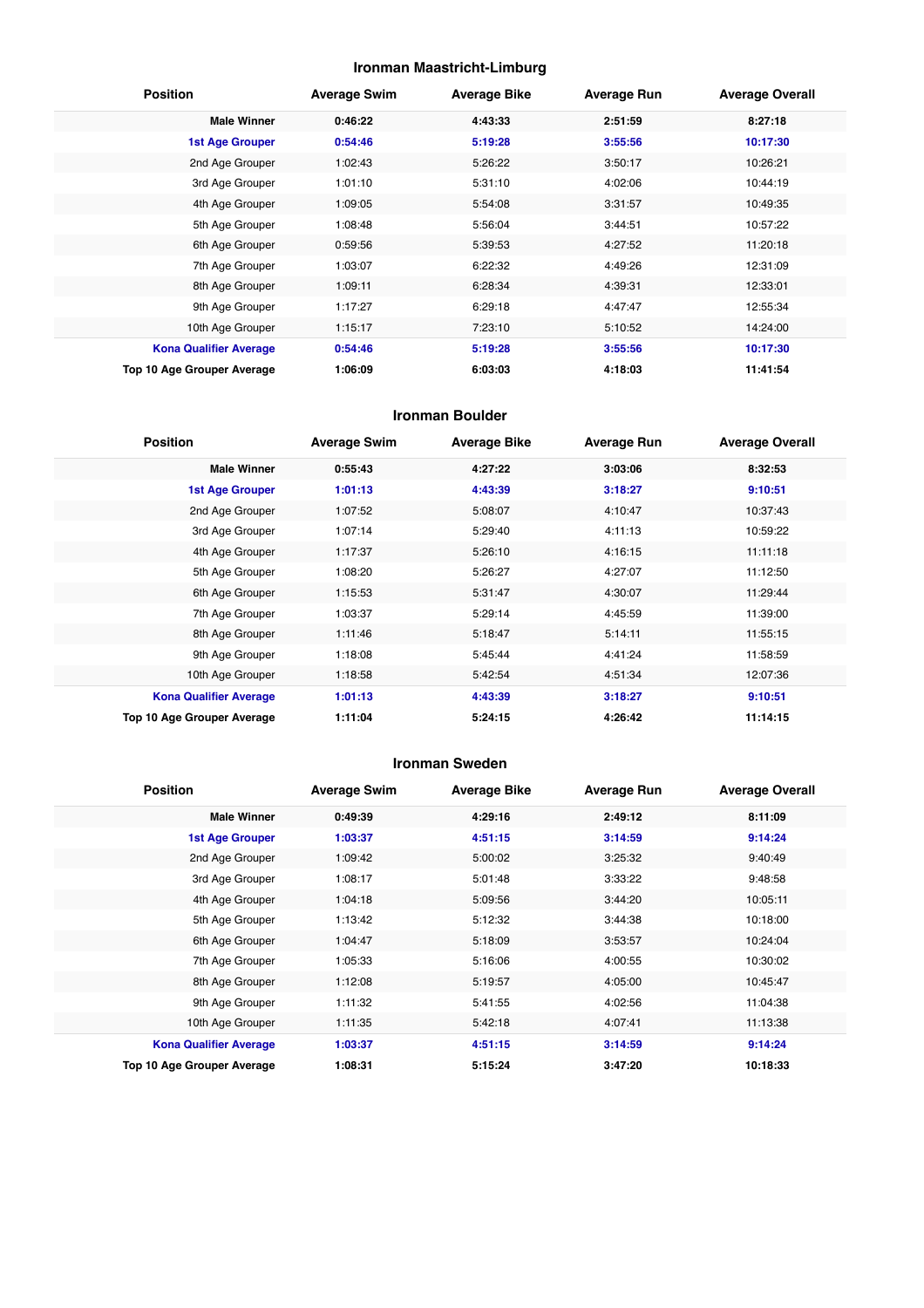## Ironman Maastricht-Limburg

| Position | Average Swim | Average Bike | Average Run | Average Overall |
|---|---|---|---|---|
| **Male Winner** | **0:46:22** | **4:43:33** | **2:51:59** | **8:27:18** |
| **1st Age Grouper** | **0:54:46** | **5:19:28** | **3:55:56** | **10:17:30** |
| 2nd Age Grouper | 1:02:43 | 5:26:22 | 3:50:17 | 10:26:21 |
| 3rd Age Grouper | 1:01:10 | 5:31:10 | 4:02:06 | 10:44:19 |
| 4th Age Grouper | 1:09:05 | 5:54:08 | 3:31:57 | 10:49:35 |
| 5th Age Grouper | 1:08:48 | 5:56:04 | 3:44:51 | 10:57:22 |
| 6th Age Grouper | 0:59:56 | 5:39:53 | 4:27:52 | 11:20:18 |
| 7th Age Grouper | 1:03:07 | 6:22:32 | 4:49:26 | 12:31:09 |
| 8th Age Grouper | 1:09:11 | 6:28:34 | 4:39:31 | 12:33:01 |
| 9th Age Grouper | 1:17:27 | 6:29:18 | 4:47:47 | 12:55:34 |
| 10th Age Grouper | 1:15:17 | 7:23:10 | 5:10:52 | 14:24:00 |
| **Kona Qualifier Average** | **0:54:46** | **5:19:28** | **3:55:56** | **10:17:30** |
| **Top 10 Age Grouper Average** | **1:06:09** | **6:03:03** | **4:18:03** | **11:41:54** |

## Ironman Boulder

| Position | Average Swim | Average Bike | Average Run | Average Overall |
|---|---|---|---|---|
| **Male Winner** | **0:55:43** | **4:27:22** | **3:03:06** | **8:32:53** |
| **1st Age Grouper** | **1:01:13** | **4:43:39** | **3:18:27** | **9:10:51** |
| 2nd Age Grouper | 1:07:52 | 5:08:07 | 4:10:47 | 10:37:43 |
| 3rd Age Grouper | 1:07:14 | 5:29:40 | 4:11:13 | 10:59:22 |
| 4th Age Grouper | 1:17:37 | 5:26:10 | 4:16:15 | 11:11:18 |
| 5th Age Grouper | 1:08:20 | 5:26:27 | 4:27:07 | 11:12:50 |
| 6th Age Grouper | 1:15:53 | 5:31:47 | 4:30:07 | 11:29:44 |
| 7th Age Grouper | 1:03:37 | 5:29:14 | 4:45:59 | 11:39:00 |
| 8th Age Grouper | 1:11:46 | 5:18:47 | 5:14:11 | 11:55:15 |
| 9th Age Grouper | 1:18:08 | 5:45:44 | 4:41:24 | 11:58:59 |
| 10th Age Grouper | 1:18:58 | 5:42:54 | 4:51:34 | 12:07:36 |
| **Kona Qualifier Average** | **1:01:13** | **4:43:39** | **3:18:27** | **9:10:51** |
| **Top 10 Age Grouper Average** | **1:11:04** | **5:24:15** | **4:26:42** | **11:14:15** |

## Ironman Sweden

| Position | Average Swim | Average Bike | Average Run | Average Overall |
|---|---|---|---|---|
| **Male Winner** | **0:49:39** | **4:29:16** | **2:49:12** | **8:11:09** |
| **1st Age Grouper** | **1:03:37** | **4:51:15** | **3:14:59** | **9:14:24** |
| 2nd Age Grouper | 1:09:42 | 5:00:02 | 3:25:32 | 9:40:49 |
| 3rd Age Grouper | 1:08:17 | 5:01:48 | 3:33:22 | 9:48:58 |
| 4th Age Grouper | 1:04:18 | 5:09:56 | 3:44:20 | 10:05:11 |
| 5th Age Grouper | 1:13:42 | 5:12:32 | 3:44:38 | 10:18:00 |
| 6th Age Grouper | 1:04:47 | 5:18:09 | 3:53:57 | 10:24:04 |
| 7th Age Grouper | 1:05:33 | 5:16:06 | 4:00:55 | 10:30:02 |
| 8th Age Grouper | 1:12:08 | 5:19:57 | 4:05:00 | 10:45:47 |
| 9th Age Grouper | 1:11:32 | 5:41:55 | 4:02:56 | 11:04:38 |
| 10th Age Grouper | 1:11:35 | 5:42:18 | 4:07:41 | 11:13:38 |
| **Kona Qualifier Average** | **1:03:37** | **4:51:15** | **3:14:59** | **9:14:24** |
| **Top 10 Age Grouper Average** | **1:08:31** | **5:15:24** | **3:47:20** | **10:18:33** |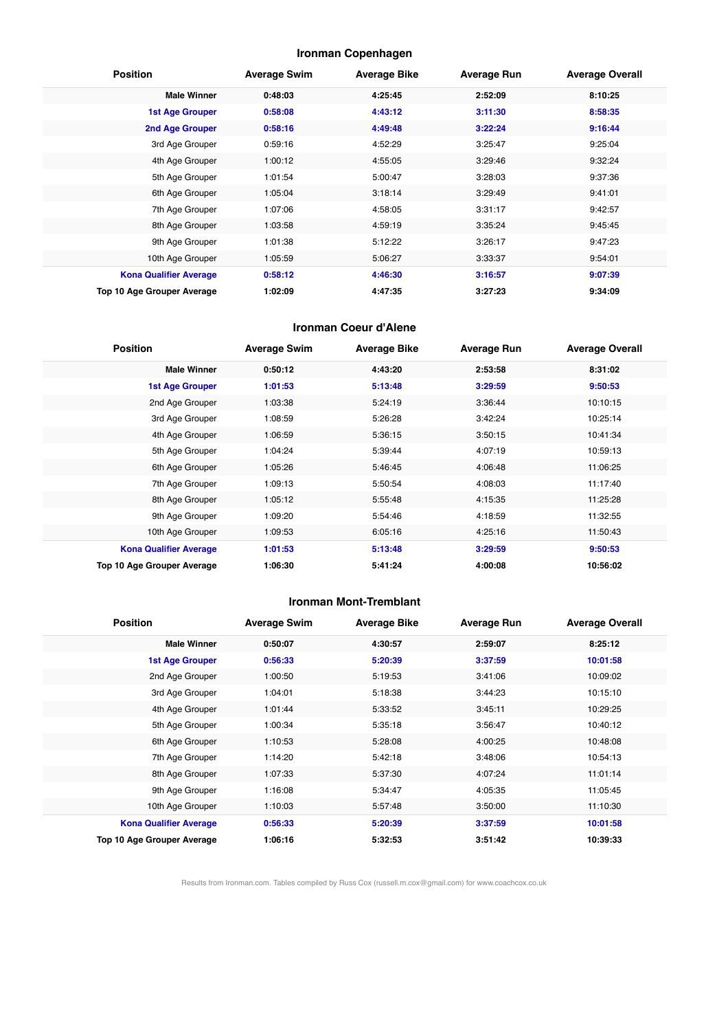## Ironman Copenhagen

| Position | Average Swim | Average Bike | Average Run | Average Overall |
|---|---|---|---|---|
| **Male Winner** | **0:48:03** | **4:25:45** | **2:52:09** | **8:10:25** |
| **1st Age Grouper** | **0:58:08** | **4:43:12** | **3:11:30** | **8:58:35** |
| **2nd Age Grouper** | **0:58:16** | **4:49:48** | **3:22:24** | **9:16:44** |
| 3rd Age Grouper | 0:59:16 | 4:52:29 | 3:25:47 | 9:25:04 |
| 4th Age Grouper | 1:00:12 | 4:55:05 | 3:29:46 | 9:32:24 |
| 5th Age Grouper | 1:01:54 | 5:00:47 | 3:28:03 | 9:37:36 |
| 6th Age Grouper | 1:05:04 | 3:18:14 | 3:29:49 | 9:41:01 |
| 7th Age Grouper | 1:07:06 | 4:58:05 | 3:31:17 | 9:42:57 |
| 8th Age Grouper | 1:03:58 | 4:59:19 | 3:35:24 | 9:45:45 |
| 9th Age Grouper | 1:01:38 | 5:12:22 | 3:26:17 | 9:47:23 |
| 10th Age Grouper | 1:05:59 | 5:06:27 | 3:33:37 | 9:54:01 |
| **Kona Qualifier Average** | **0:58:12** | **4:46:30** | **3:16:57** | **9:07:39** |
| **Top 10 Age Grouper Average** | **1:02:09** | **4:47:35** | **3:27:23** | **9:34:09** |

## Ironman Coeur d'Alene

| Position | Average Swim | Average Bike | Average Run | Average Overall |
|---|---|---|---|---|
| **Male Winner** | **0:50:12** | **4:43:20** | **2:53:58** | **8:31:02** |
| **1st Age Grouper** | **1:01:53** | **5:13:48** | **3:29:59** | **9:50:53** |
| 2nd Age Grouper | 1:03:38 | 5:24:19 | 3:36:44 | 10:10:15 |
| 3rd Age Grouper | 1:08:59 | 5:26:28 | 3:42:24 | 10:25:14 |
| 4th Age Grouper | 1:06:59 | 5:36:15 | 3:50:15 | 10:41:34 |
| 5th Age Grouper | 1:04:24 | 5:39:44 | 4:07:19 | 10:59:13 |
| 6th Age Grouper | 1:05:26 | 5:46:45 | 4:06:48 | 11:06:25 |
| 7th Age Grouper | 1:09:13 | 5:50:54 | 4:08:03 | 11:17:40 |
| 8th Age Grouper | 1:05:12 | 5:55:48 | 4:15:35 | 11:25:28 |
| 9th Age Grouper | 1:09:20 | 5:54:46 | 4:18:59 | 11:32:55 |
| 10th Age Grouper | 1:09:53 | 6:05:16 | 4:25:16 | 11:50:43 |
| **Kona Qualifier Average** | **1:01:53** | **5:13:48** | **3:29:59** | **9:50:53** |
| **Top 10 Age Grouper Average** | **1:06:30** | **5:41:24** | **4:00:08** | **10:56:02** |

## Ironman Mont-Tremblant

| Position | Average Swim | Average Bike | Average Run | Average Overall |
|---|---|---|---|---|
| **Male Winner** | **0:50:07** | **4:30:57** | **2:59:07** | **8:25:12** |
| **1st Age Grouper** | **0:56:33** | **5:20:39** | **3:37:59** | **10:01:58** |
| 2nd Age Grouper | 1:00:50 | 5:19:53 | 3:41:06 | 10:09:02 |
| 3rd Age Grouper | 1:04:01 | 5:18:38 | 3:44:23 | 10:15:10 |
| 4th Age Grouper | 1:01:44 | 5:33:52 | 3:45:11 | 10:29:25 |
| 5th Age Grouper | 1:00:34 | 5:35:18 | 3:56:47 | 10:40:12 |
| 6th Age Grouper | 1:10:53 | 5:28:08 | 4:00:25 | 10:48:08 |
| 7th Age Grouper | 1:14:20 | 5:42:18 | 3:48:06 | 10:54:13 |
| 8th Age Grouper | 1:07:33 | 5:37:30 | 4:07:24 | 11:01:14 |
| 9th Age Grouper | 1:16:08 | 5:34:47 | 4:05:35 | 11:05:45 |
| 10th Age Grouper | 1:10:03 | 5:57:48 | 3:50:00 | 11:10:30 |
| **Kona Qualifier Average** | **0:56:33** | **5:20:39** | **3:37:59** | **10:01:58** |
| **Top 10 Age Grouper Average** | **1:06:16** | **5:32:53** | **3:51:42** | **10:39:33** |

Results from Ironman.com. Tables compiled by Russ Cox (russell.m.cox@gmail.com) for www.coachcox.co.uk